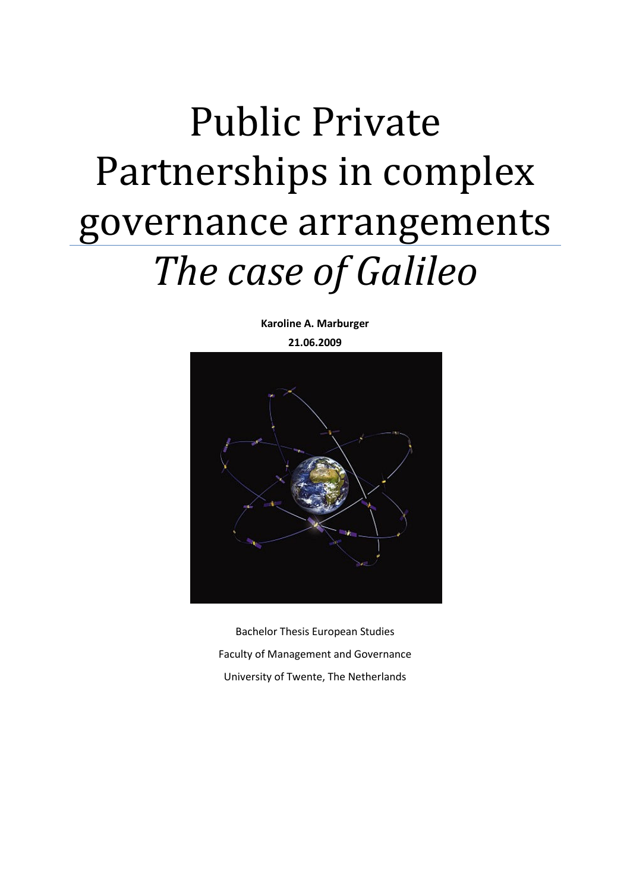# Public Private Partnerships in complex governance arrangements

## *The case of Galileo*

**Karoline A. Marburger**

**21.06.2009**

Bachelor Thesis European Studies

Faculty of Management and Governance

University of Twente, The Netherlands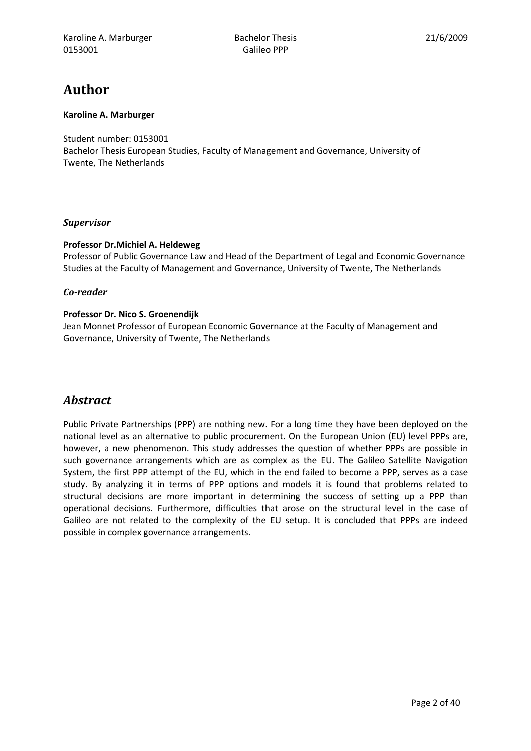# Author

**Karoline A. Marburger**

Student number: 0153001
Bachelor Thesis European Studies, Faculty of Management and Governance, University of Twente, The Netherlands

### *Supervisor*

**Professor Dr.Michiel A. Heldeweg**
Professor of Public Governance Law and Head of the Department of Legal and Economic Governance Studies at the Faculty of Management and Governance, University of Twente, The Netherlands

### *Co-reader*

**Professor Dr. Nico S. Groenendijk**
Jean Monnet Professor of European Economic Governance at the Faculty of Management and Governance, University of Twente, The Netherlands

## *Abstract*

Public Private Partnerships (PPP) are nothing new. For a long time they have been deployed on the national level as an alternative to public procurement. On the European Union (EU) level PPPs are, however, a new phenomenon. This study addresses the question of whether PPPs are possible in such governance arrangements which are as complex as the EU. The Galileo Satellite Navigation System, the first PPP attempt of the EU, which in the end failed to become a PPP, serves as a case study. By analyzing it in terms of PPP options and models it is found that problems related to structural decisions are more important in determining the success of setting up a PPP than operational decisions. Furthermore, difficulties that arose on the structural level in the case of Galileo are not related to the complexity of the EU setup. It is concluded that PPPs are indeed possible in complex governance arrangements.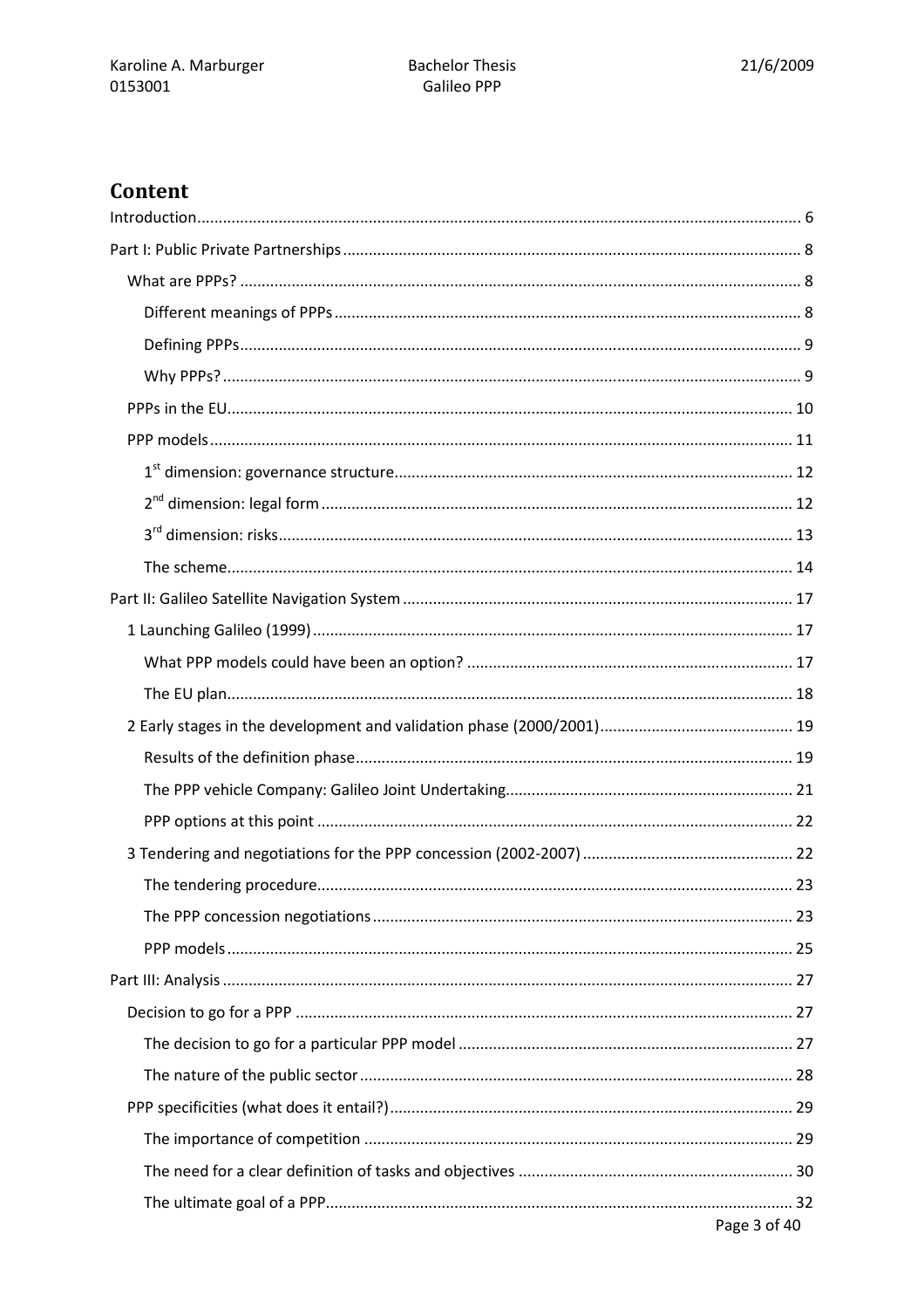# Content

Introduction ........................................................................................................................................ 6

Part I: Public Private Partnerships ...................................................................................................... 8

- What are PPPs? ............................................................................................................................. 8
  - Different meanings of PPPs ......................................................................................................... 8
  - Defining PPPs .............................................................................................................................. 9
  - Why PPPs? .................................................................................................................................. 9
- PPPs in the EU ............................................................................................................................... 10
- PPP models ................................................................................................................................... 11
  - 1st dimension: governance structure .......................................................................................... 12
  - 2nd dimension: legal form .......................................................................................................... 12
  - 3rd dimension: risks ................................................................................................................... 13
  - The scheme ................................................................................................................................ 14

Part II: Galileo Satellite Navigation System ........................................................................................ 17

- 1 Launching Galileo (1999) ............................................................................................................. 17
  - What PPP models could have been an option? ......................................................................... 17
  - The EU plan ................................................................................................................................ 18
- 2 Early stages in the development and validation phase (2000/2001) ........................................... 19
  - Results of the definition phase ................................................................................................... 19
  - The PPP vehicle Company: Galileo Joint Undertaking ................................................................ 21
  - PPP options at this point ............................................................................................................ 22
- 3 Tendering and negotiations for the PPP concession (2002-2007) ............................................... 22
  - The tendering procedure ............................................................................................................ 23
  - The PPP concession negotiations ............................................................................................... 23
  - PPP models ................................................................................................................................ 25

Part III: Analysis ................................................................................................................................. 27

- Decision to go for a PPP ................................................................................................................ 27
  - The decision to go for a particular PPP model ........................................................................... 27
  - The nature of the public sector .................................................................................................. 28
- PPP specificities (what does it entail?) ........................................................................................... 29
  - The importance of competition ................................................................................................. 29
  - The need for a clear definition of tasks and objectives ............................................................. 30
  - The ultimate goal of a PPP .......................................................................................................... 32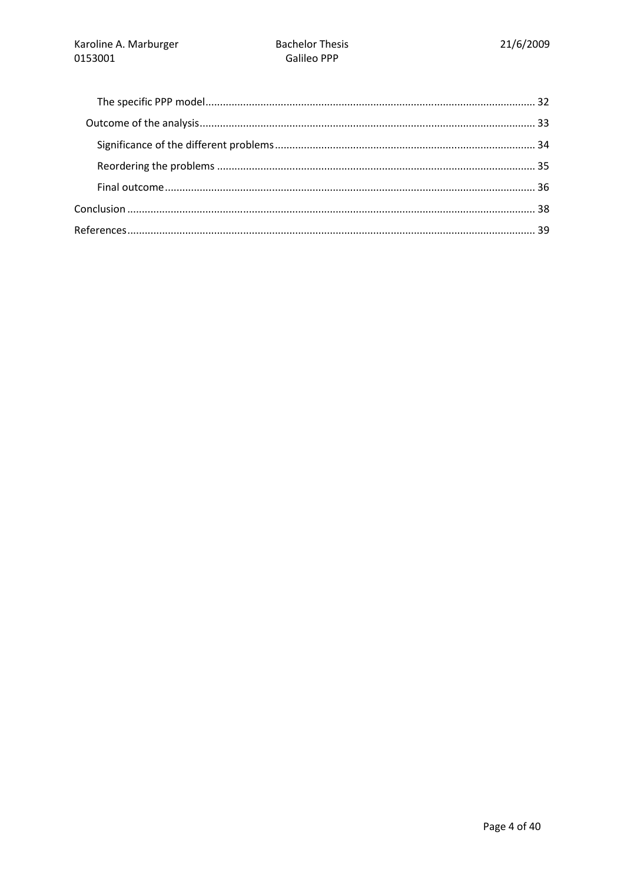The specific PPP model ........................................................ 32

Outcome of the analysis ........................................................ 33

Significance of the different problems ........................................................ 34

Reordering the problems ........................................................ 35

Final outcome ........................................................ 36

Conclusion ........................................................ 38

References ........................................................ 39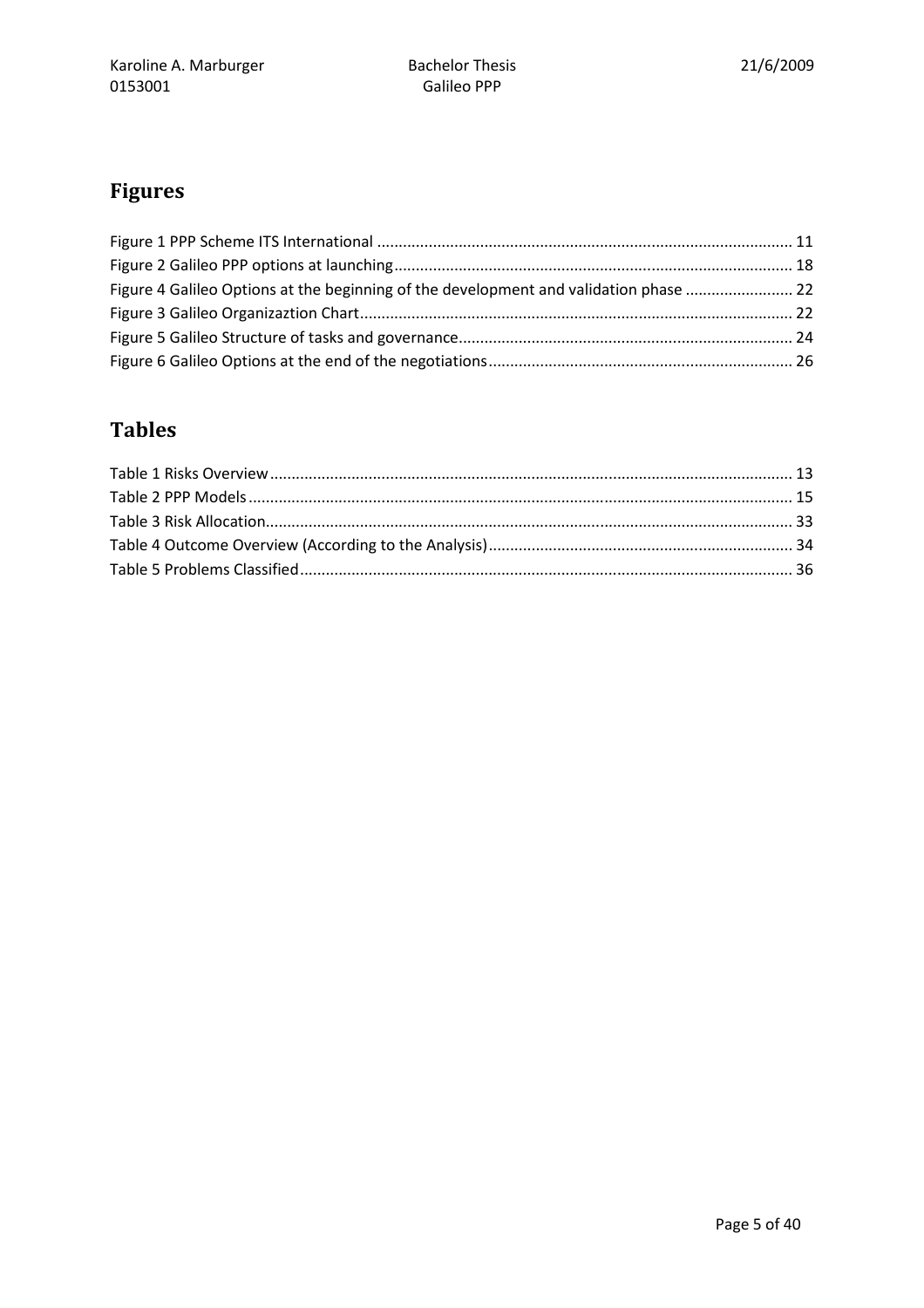# Figures

Figure 1 PPP Scheme ITS International ................................................................................................ 11
Figure 2 Galileo PPP options at launching ............................................................................................ 18
Figure 4 Galileo Options at the beginning of the development and validation phase ......................... 22
Figure 3 Galileo Organizaztion Chart .................................................................................................... 22
Figure 5 Galileo Structure of tasks and governance ............................................................................. 24
Figure 6 Galileo Options at the end of the negotiations ...................................................................... 26

# Tables

Table 1 Risks Overview ......................................................................................................................... 13
Table 2 PPP Models .............................................................................................................................. 15
Table 3 Risk Allocation .......................................................................................................................... 33
Table 4 Outcome Overview (According to the Analysis) ...................................................................... 34
Table 5 Problems Classified .................................................................................................................. 36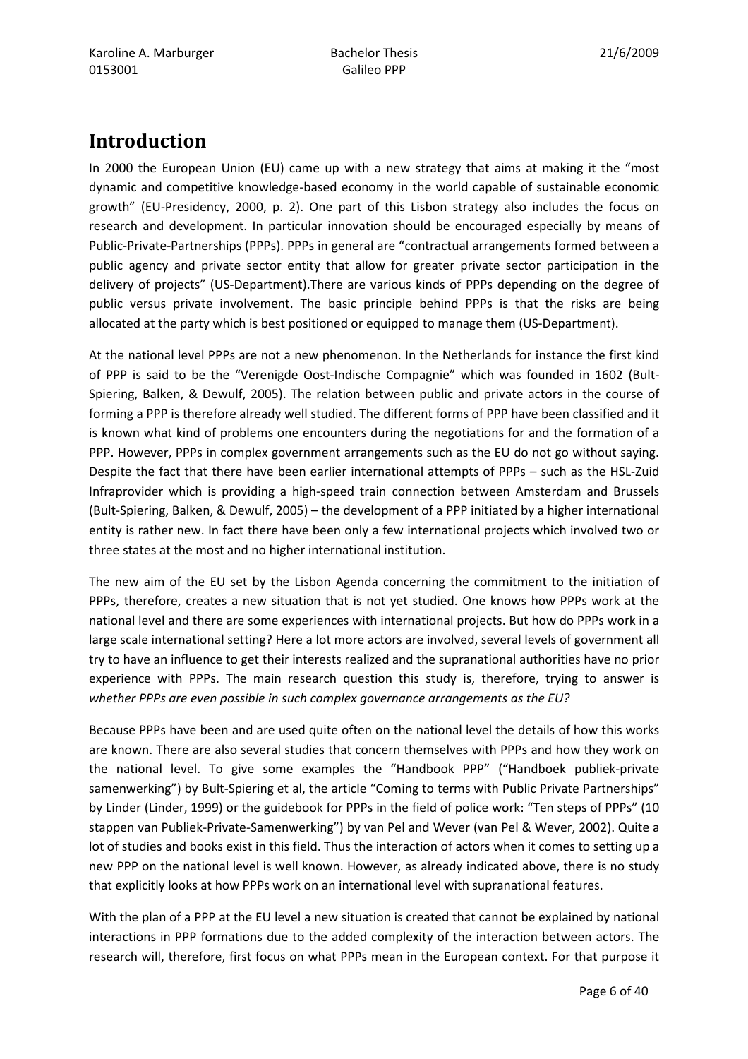# Introduction

In 2000 the European Union (EU) came up with a new strategy that aims at making it the "most dynamic and competitive knowledge-based economy in the world capable of sustainable economic growth" (EU-Presidency, 2000, p. 2). One part of this Lisbon strategy also includes the focus on research and development. In particular innovation should be encouraged especially by means of Public-Private-Partnerships (PPPs). PPPs in general are "contractual arrangements formed between a public agency and private sector entity that allow for greater private sector participation in the delivery of projects" (US-Department).There are various kinds of PPPs depending on the degree of public versus private involvement. The basic principle behind PPPs is that the risks are being allocated at the party which is best positioned or equipped to manage them (US-Department).

At the national level PPPs are not a new phenomenon. In the Netherlands for instance the first kind of PPP is said to be the "Verenigde Oost-Indische Compagnie" which was founded in 1602 (Bult-Spiering, Balken, & Dewulf, 2005). The relation between public and private actors in the course of forming a PPP is therefore already well studied. The different forms of PPP have been classified and it is known what kind of problems one encounters during the negotiations for and the formation of a PPP. However, PPPs in complex government arrangements such as the EU do not go without saying. Despite the fact that there have been earlier international attempts of PPPs – such as the HSL-Zuid Infraprovider which is providing a high-speed train connection between Amsterdam and Brussels (Bult-Spiering, Balken, & Dewulf, 2005) – the development of a PPP initiated by a higher international entity is rather new. In fact there have been only a few international projects which involved two or three states at the most and no higher international institution.

The new aim of the EU set by the Lisbon Agenda concerning the commitment to the initiation of PPPs, therefore, creates a new situation that is not yet studied. One knows how PPPs work at the national level and there are some experiences with international projects. But how do PPPs work in a large scale international setting? Here a lot more actors are involved, several levels of government all try to have an influence to get their interests realized and the supranational authorities have no prior experience with PPPs. The main research question this study is, therefore, trying to answer is *whether PPPs are even possible in such complex governance arrangements as the EU?*

Because PPPs have been and are used quite often on the national level the details of how this works are known. There are also several studies that concern themselves with PPPs and how they work on the national level. To give some examples the "Handbook PPP" ("Handboek publiek-private samenwerking") by Bult-Spiering et al, the article "Coming to terms with Public Private Partnerships" by Linder (Linder, 1999) or the guidebook for PPPs in the field of police work: "Ten steps of PPPs" (10 stappen van Publiek-Private-Samenwerking") by van Pel and Wever (van Pel & Wever, 2002). Quite a lot of studies and books exist in this field. Thus the interaction of actors when it comes to setting up a new PPP on the national level is well known. However, as already indicated above, there is no study that explicitly looks at how PPPs work on an international level with supranational features.

With the plan of a PPP at the EU level a new situation is created that cannot be explained by national interactions in PPP formations due to the added complexity of the interaction between actors. The research will, therefore, first focus on what PPPs mean in the European context. For that purpose it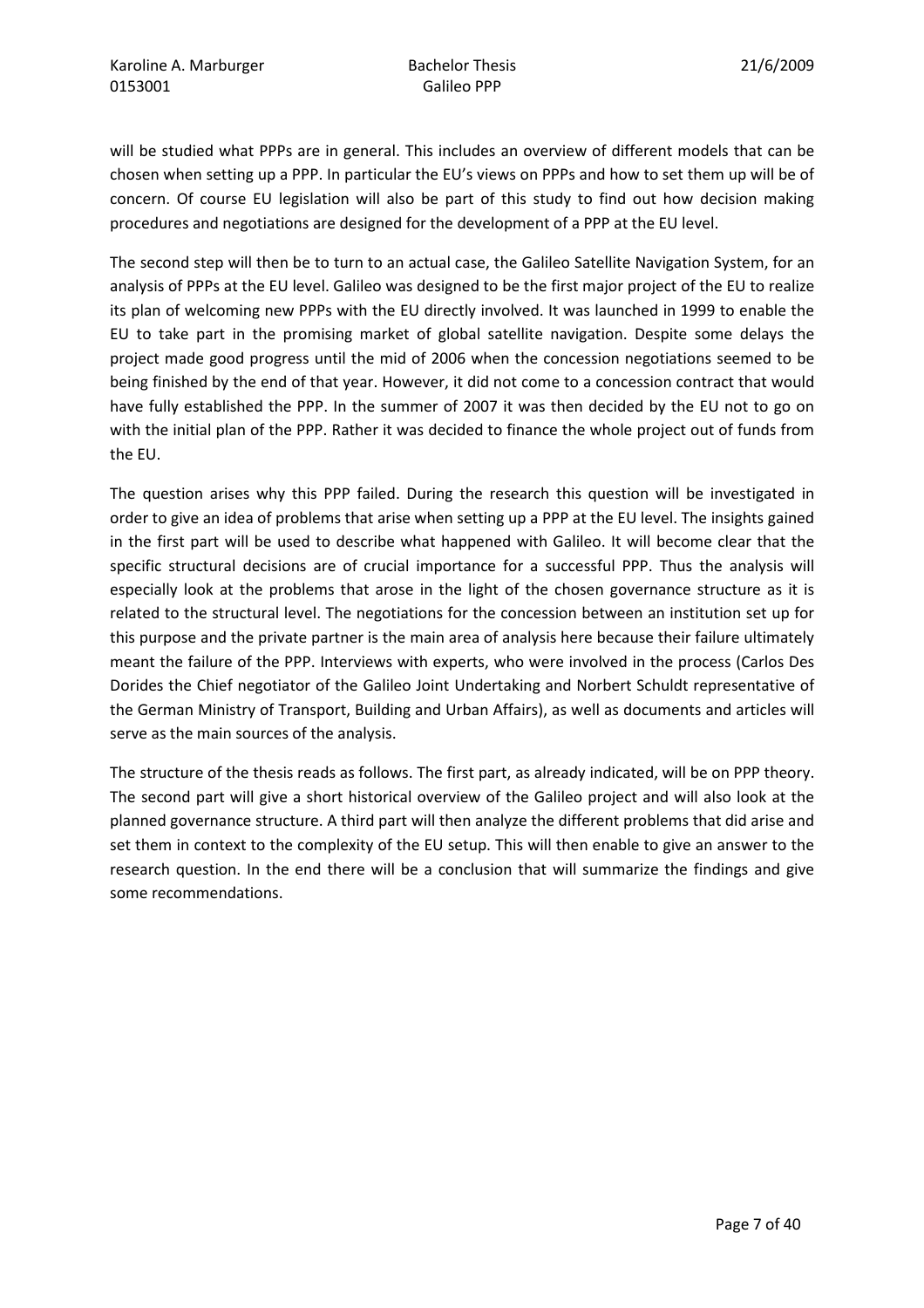will be studied what PPPs are in general. This includes an overview of different models that can be chosen when setting up a PPP. In particular the EU's views on PPPs and how to set them up will be of concern. Of course EU legislation will also be part of this study to find out how decision making procedures and negotiations are designed for the development of a PPP at the EU level.

The second step will then be to turn to an actual case, the Galileo Satellite Navigation System, for an analysis of PPPs at the EU level. Galileo was designed to be the first major project of the EU to realize its plan of welcoming new PPPs with the EU directly involved. It was launched in 1999 to enable the EU to take part in the promising market of global satellite navigation. Despite some delays the project made good progress until the mid of 2006 when the concession negotiations seemed to be being finished by the end of that year. However, it did not come to a concession contract that would have fully established the PPP. In the summer of 2007 it was then decided by the EU not to go on with the initial plan of the PPP. Rather it was decided to finance the whole project out of funds from the EU.

The question arises why this PPP failed. During the research this question will be investigated in order to give an idea of problems that arise when setting up a PPP at the EU level. The insights gained in the first part will be used to describe what happened with Galileo. It will become clear that the specific structural decisions are of crucial importance for a successful PPP. Thus the analysis will especially look at the problems that arose in the light of the chosen governance structure as it is related to the structural level. The negotiations for the concession between an institution set up for this purpose and the private partner is the main area of analysis here because their failure ultimately meant the failure of the PPP. Interviews with experts, who were involved in the process (Carlos Des Dorides the Chief negotiator of the Galileo Joint Undertaking and Norbert Schuldt representative of the German Ministry of Transport, Building and Urban Affairs), as well as documents and articles will serve as the main sources of the analysis.

The structure of the thesis reads as follows. The first part, as already indicated, will be on PPP theory. The second part will give a short historical overview of the Galileo project and will also look at the planned governance structure. A third part will then analyze the different problems that did arise and set them in context to the complexity of the EU setup. This will then enable to give an answer to the research question. In the end there will be a conclusion that will summarize the findings and give some recommendations.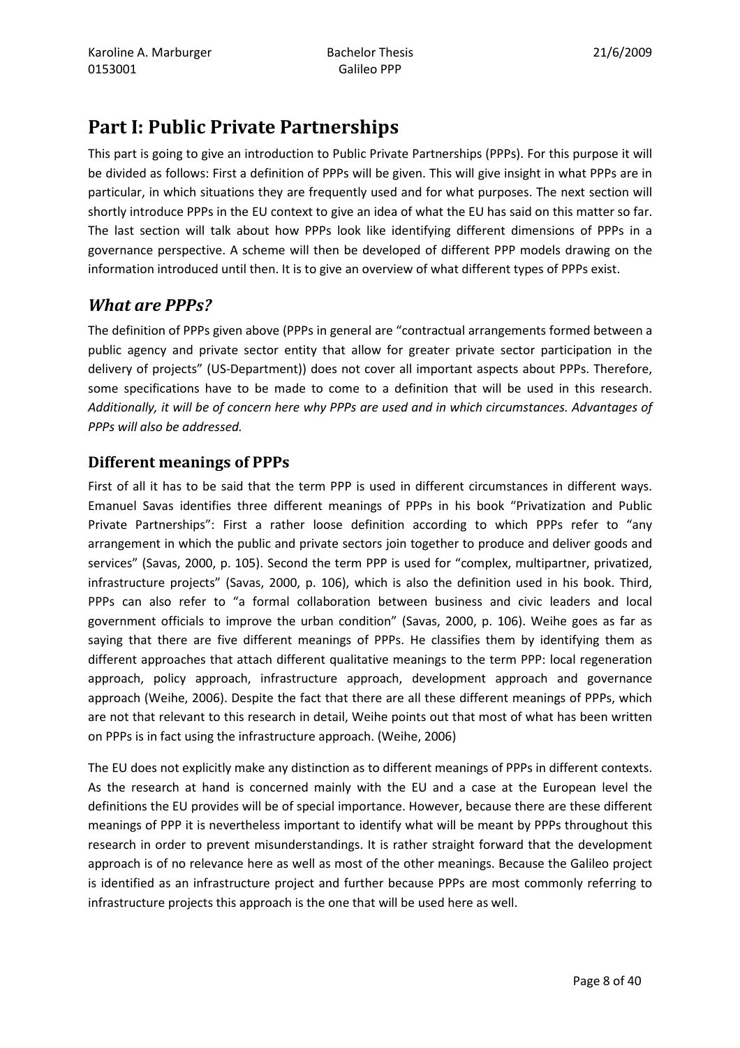# Part I: Public Private Partnerships

This part is going to give an introduction to Public Private Partnerships (PPPs). For this purpose it will be divided as follows: First a definition of PPPs will be given. This will give insight in what PPPs are in particular, in which situations they are frequently used and for what purposes. The next section will shortly introduce PPPs in the EU context to give an idea of what the EU has said on this matter so far. The last section will talk about how PPPs look like identifying different dimensions of PPPs in a governance perspective. A scheme will then be developed of different PPP models drawing on the information introduced until then. It is to give an overview of what different types of PPPs exist.

## *What are PPPs?*

The definition of PPPs given above (PPPs in general are "contractual arrangements formed between a public agency and private sector entity that allow for greater private sector participation in the delivery of projects" (US-Department)) does not cover all important aspects about PPPs. Therefore, some specifications have to be made to come to a definition that will be used in this research. *Additionally, it will be of concern here why PPPs are used and in which circumstances. Advantages of PPPs will also be addressed.*

### Different meanings of PPPs

First of all it has to be said that the term PPP is used in different circumstances in different ways. Emanuel Savas identifies three different meanings of PPPs in his book "Privatization and Public Private Partnerships": First a rather loose definition according to which PPPs refer to "any arrangement in which the public and private sectors join together to produce and deliver goods and services" (Savas, 2000, p. 105). Second the term PPP is used for "complex, multipartner, privatized, infrastructure projects" (Savas, 2000, p. 106), which is also the definition used in his book. Third, PPPs can also refer to "a formal collaboration between business and civic leaders and local government officials to improve the urban condition" (Savas, 2000, p. 106). Weihe goes as far as saying that there are five different meanings of PPPs. He classifies them by identifying them as different approaches that attach different qualitative meanings to the term PPP: local regeneration approach, policy approach, infrastructure approach, development approach and governance approach (Weihe, 2006). Despite the fact that there are all these different meanings of PPPs, which are not that relevant to this research in detail, Weihe points out that most of what has been written on PPPs is in fact using the infrastructure approach. (Weihe, 2006)

The EU does not explicitly make any distinction as to different meanings of PPPs in different contexts. As the research at hand is concerned mainly with the EU and a case at the European level the definitions the EU provides will be of special importance. However, because there are these different meanings of PPP it is nevertheless important to identify what will be meant by PPPs throughout this research in order to prevent misunderstandings. It is rather straight forward that the development approach is of no relevance here as well as most of the other meanings. Because the Galileo project is identified as an infrastructure project and further because PPPs are most commonly referring to infrastructure projects this approach is the one that will be used here as well.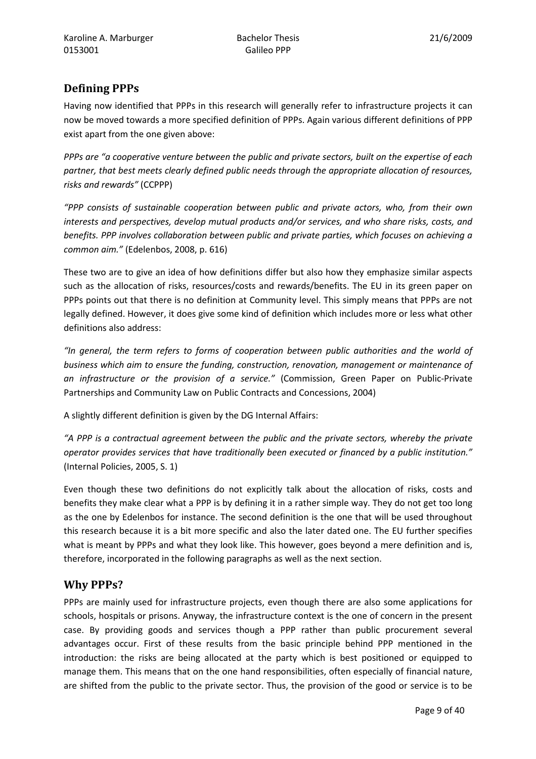## Defining PPPs

Having now identified that PPPs in this research will generally refer to infrastructure projects it can now be moved towards a more specified definition of PPPs. Again various different definitions of PPP exist apart from the one given above:

*PPPs are "a cooperative venture between the public and private sectors, built on the expertise of each partner, that best meets clearly defined public needs through the appropriate allocation of resources, risks and rewards"* (CCPPP)

*"PPP consists of sustainable cooperation between public and private actors, who, from their own interests and perspectives, develop mutual products and/or services, and who share risks, costs, and benefits. PPP involves collaboration between public and private parties, which focuses on achieving a common aim."* (Edelenbos, 2008, p. 616)

These two are to give an idea of how definitions differ but also how they emphasize similar aspects such as the allocation of risks, resources/costs and rewards/benefits. The EU in its green paper on PPPs points out that there is no definition at Community level. This simply means that PPPs are not legally defined. However, it does give some kind of definition which includes more or less what other definitions also address:

*"In general, the term refers to forms of cooperation between public authorities and the world of business which aim to ensure the funding, construction, renovation, management or maintenance of an infrastructure or the provision of a service."* (Commission, Green Paper on Public-Private Partnerships and Community Law on Public Contracts and Concessions, 2004)

A slightly different definition is given by the DG Internal Affairs:

*"A PPP is a contractual agreement between the public and the private sectors, whereby the private operator provides services that have traditionally been executed or financed by a public institution."* (Internal Policies, 2005, S. 1)

Even though these two definitions do not explicitly talk about the allocation of risks, costs and benefits they make clear what a PPP is by defining it in a rather simple way. They do not get too long as the one by Edelenbos for instance. The second definition is the one that will be used throughout this research because it is a bit more specific and also the later dated one. The EU further specifies what is meant by PPPs and what they look like. This however, goes beyond a mere definition and is, therefore, incorporated in the following paragraphs as well as the next section.

## Why PPPs?

PPPs are mainly used for infrastructure projects, even though there are also some applications for schools, hospitals or prisons. Anyway, the infrastructure context is the one of concern in the present case. By providing goods and services though a PPP rather than public procurement several advantages occur. First of these results from the basic principle behind PPP mentioned in the introduction: the risks are being allocated at the party which is best positioned or equipped to manage them. This means that on the one hand responsibilities, often especially of financial nature, are shifted from the public to the private sector. Thus, the provision of the good or service is to be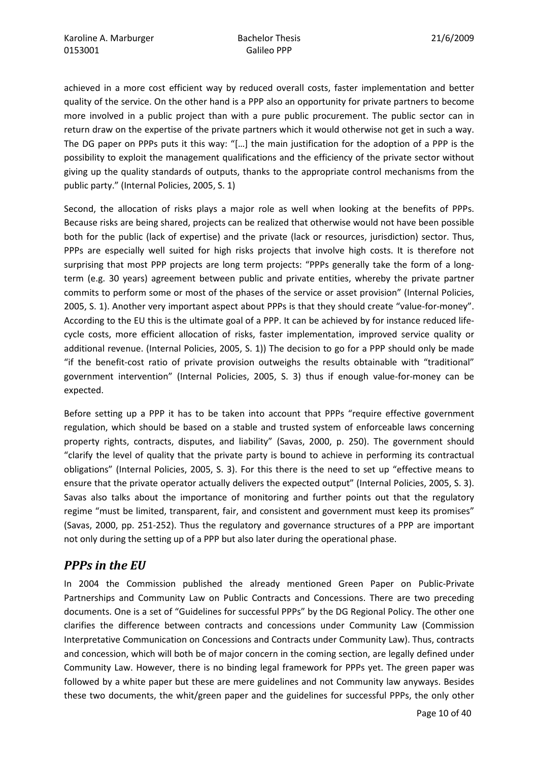achieved in a more cost efficient way by reduced overall costs, faster implementation and better quality of the service. On the other hand is a PPP also an opportunity for private partners to become more involved in a public project than with a pure public procurement. The public sector can in return draw on the expertise of the private partners which it would otherwise not get in such a way. The DG paper on PPPs puts it this way: "[…] the main justification for the adoption of a PPP is the possibility to exploit the management qualifications and the efficiency of the private sector without giving up the quality standards of outputs, thanks to the appropriate control mechanisms from the public party." (Internal Policies, 2005, S. 1)

Second, the allocation of risks plays a major role as well when looking at the benefits of PPPs. Because risks are being shared, projects can be realized that otherwise would not have been possible both for the public (lack of expertise) and the private (lack or resources, jurisdiction) sector. Thus, PPPs are especially well suited for high risks projects that involve high costs. It is therefore not surprising that most PPP projects are long term projects: "PPPs generally take the form of a long-term (e.g. 30 years) agreement between public and private entities, whereby the private partner commits to perform some or most of the phases of the service or asset provision" (Internal Policies, 2005, S. 1). Another very important aspect about PPPs is that they should create "value-for-money". According to the EU this is the ultimate goal of a PPP. It can be achieved by for instance reduced life-cycle costs, more efficient allocation of risks, faster implementation, improved service quality or additional revenue. (Internal Policies, 2005, S. 1)) The decision to go for a PPP should only be made "if the benefit-cost ratio of private provision outweighs the results obtainable with "traditional" government intervention" (Internal Policies, 2005, S. 3) thus if enough value-for-money can be expected.

Before setting up a PPP it has to be taken into account that PPPs "require effective government regulation, which should be based on a stable and trusted system of enforceable laws concerning property rights, contracts, disputes, and liability" (Savas, 2000, p. 250). The government should "clarify the level of quality that the private party is bound to achieve in performing its contractual obligations" (Internal Policies, 2005, S. 3). For this there is the need to set up "effective means to ensure that the private operator actually delivers the expected output" (Internal Policies, 2005, S. 3). Savas also talks about the importance of monitoring and further points out that the regulatory regime "must be limited, transparent, fair, and consistent and government must keep its promises" (Savas, 2000, pp. 251-252). Thus the regulatory and governance structures of a PPP are important not only during the setting up of a PPP but also later during the operational phase.

## *PPPs in the EU*

In 2004 the Commission published the already mentioned Green Paper on Public-Private Partnerships and Community Law on Public Contracts and Concessions. There are two preceding documents. One is a set of "Guidelines for successful PPPs" by the DG Regional Policy. The other one clarifies the difference between contracts and concessions under Community Law (Commission Interpretative Communication on Concessions and Contracts under Community Law). Thus, contracts and concession, which will both be of major concern in the coming section, are legally defined under Community Law. However, there is no binding legal framework for PPPs yet. The green paper was followed by a white paper but these are mere guidelines and not Community law anyways. Besides these two documents, the whit/green paper and the guidelines for successful PPPs, the only other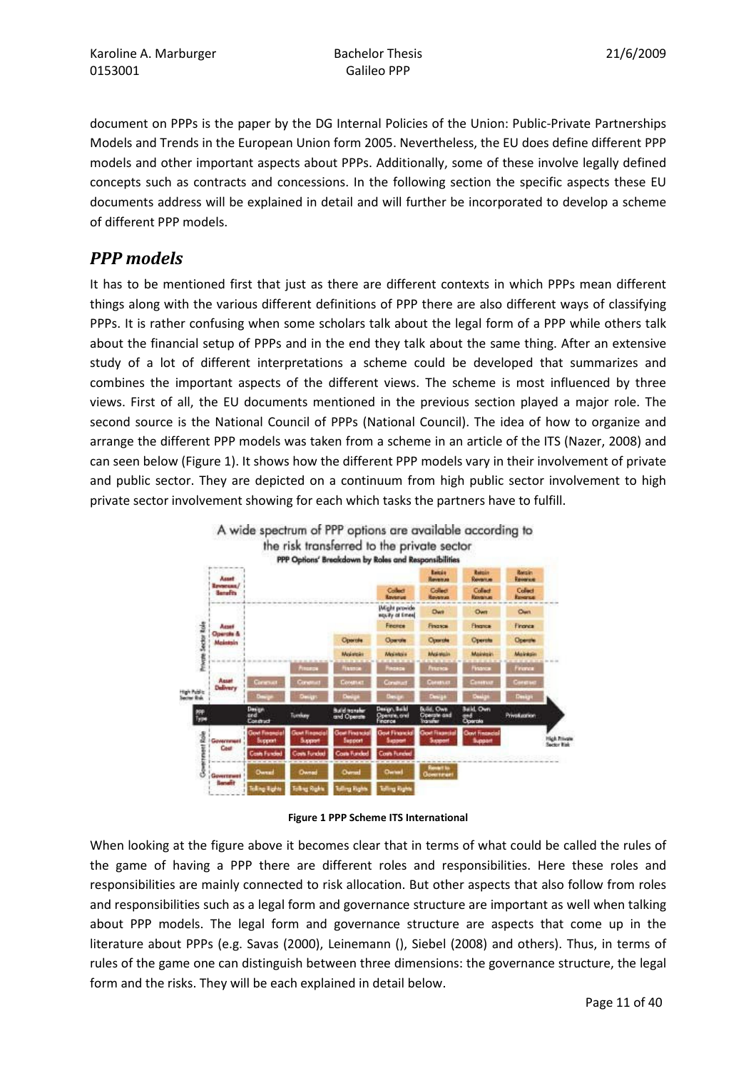document on PPPs is the paper by the DG Internal Policies of the Union: Public-Private Partnerships Models and Trends in the European Union form 2005. Nevertheless, the EU does define different PPP models and other important aspects about PPPs. Additionally, some of these involve legally defined concepts such as contracts and concessions. In the following section the specific aspects these EU documents address will be explained in detail and will further be incorporated to develop a scheme of different PPP models.

## *PPP models*

It has to be mentioned first that just as there are different contexts in which PPPs mean different things along with the various different definitions of PPP there are also different ways of classifying PPPs. It is rather confusing when some scholars talk about the legal form of a PPP while others talk about the financial setup of PPPs and in the end they talk about the same thing. After an extensive study of a lot of different interpretations a scheme could be developed that summarizes and combines the important aspects of the different views. The scheme is most influenced by three views. First of all, the EU documents mentioned in the previous section played a major role. The second source is the National Council of PPPs (National Council). The idea of how to organize and arrange the different PPP models was taken from a scheme in an article of the ITS (Nazer, 2008) and can seen below (Figure 1). It shows how the different PPP models vary in their involvement of private and public sector. They are depicted on a continuum from high public sector involvement to high private sector involvement showing for each which tasks the partners have to fulfill.

**Figure 1 PPP Scheme ITS International**

When looking at the figure above it becomes clear that in terms of what could be called the rules of the game of having a PPP there are different roles and responsibilities. Here these roles and responsibilities are mainly connected to risk allocation. But other aspects that also follow from roles and responsibilities such as a legal form and governance structure are important as well when talking about PPP models. The legal form and governance structure are aspects that come up in the literature about PPPs (e.g. Savas (2000), Leinemann (), Siebel (2008) and others). Thus, in terms of rules of the game one can distinguish between three dimensions: the governance structure, the legal form and the risks. They will be each explained in detail below.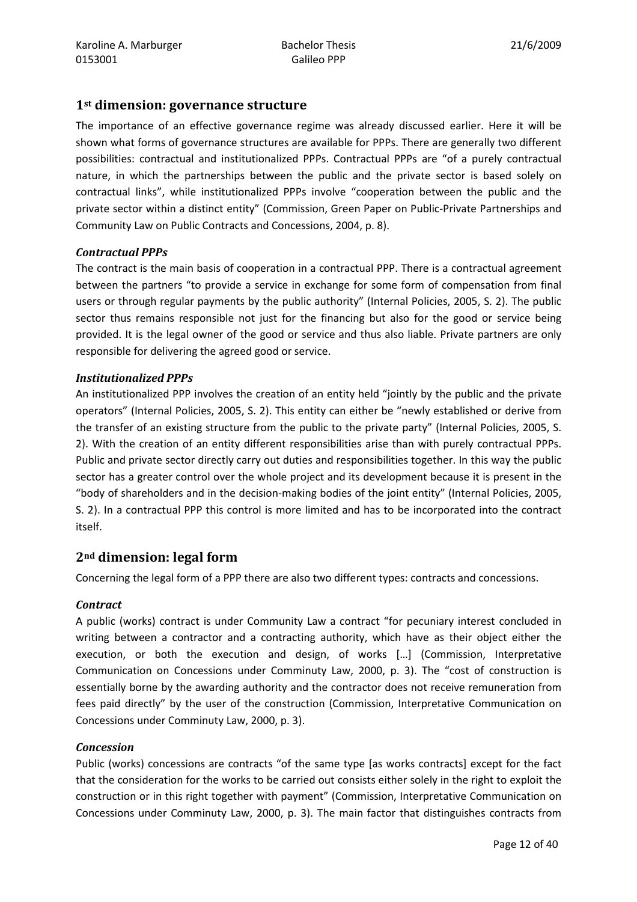## 1st dimension: governance structure

The importance of an effective governance regime was already discussed earlier. Here it will be shown what forms of governance structures are available for PPPs. There are generally two different possibilities: contractual and institutionalized PPPs. Contractual PPPs are "of a purely contractual nature, in which the partnerships between the public and the private sector is based solely on contractual links", while institutionalized PPPs involve "cooperation between the public and the private sector within a distinct entity" (Commission, Green Paper on Public-Private Partnerships and Community Law on Public Contracts and Concessions, 2004, p. 8).

### *Contractual PPPs*

The contract is the main basis of cooperation in a contractual PPP. There is a contractual agreement between the partners "to provide a service in exchange for some form of compensation from final users or through regular payments by the public authority" (Internal Policies, 2005, S. 2). The public sector thus remains responsible not just for the financing but also for the good or service being provided. It is the legal owner of the good or service and thus also liable. Private partners are only responsible for delivering the agreed good or service.

### *Institutionalized PPPs*

An institutionalized PPP involves the creation of an entity held "jointly by the public and the private operators" (Internal Policies, 2005, S. 2). This entity can either be "newly established or derive from the transfer of an existing structure from the public to the private party" (Internal Policies, 2005, S. 2). With the creation of an entity different responsibilities arise than with purely contractual PPPs. Public and private sector directly carry out duties and responsibilities together. In this way the public sector has a greater control over the whole project and its development because it is present in the "body of shareholders and in the decision-making bodies of the joint entity" (Internal Policies, 2005, S. 2). In a contractual PPP this control is more limited and has to be incorporated into the contract itself.

## 2nd dimension: legal form

Concerning the legal form of a PPP there are also two different types: contracts and concessions.

### *Contract*

A public (works) contract is under Community Law a contract "for pecuniary interest concluded in writing between a contractor and a contracting authority, which have as their object either the execution, or both the execution and design, of works […] (Commission, Interpretative Communication on Concessions under Comminuty Law, 2000, p. 3). The "cost of construction is essentially borne by the awarding authority and the contractor does not receive remuneration from fees paid directly" by the user of the construction (Commission, Interpretative Communication on Concessions under Comminuty Law, 2000, p. 3).

### *Concession*

Public (works) concessions are contracts "of the same type [as works contracts] except for the fact that the consideration for the works to be carried out consists either solely in the right to exploit the construction or in this right together with payment" (Commission, Interpretative Communication on Concessions under Comminuty Law, 2000, p. 3). The main factor that distinguishes contracts from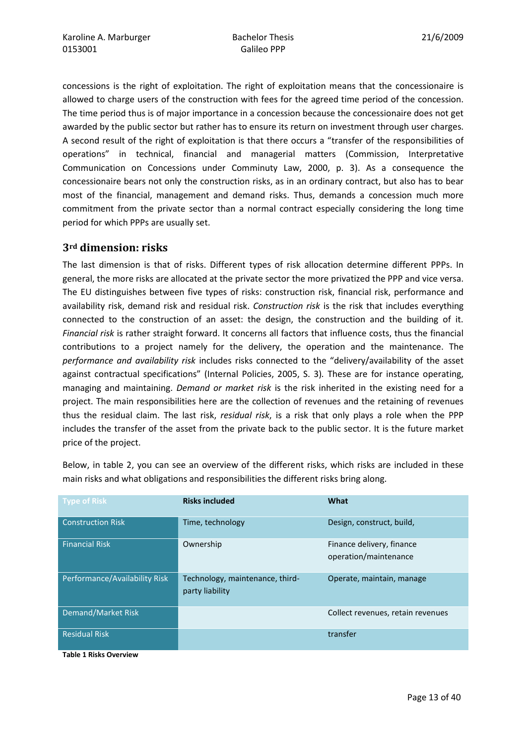concessions is the right of exploitation. The right of exploitation means that the concessionaire is allowed to charge users of the construction with fees for the agreed time period of the concession. The time period thus is of major importance in a concession because the concessionaire does not get awarded by the public sector but rather has to ensure its return on investment through user charges. A second result of the right of exploitation is that there occurs a "transfer of the responsibilities of operations" in technical, financial and managerial matters (Commission, Interpretative Communication on Concessions under Comminuty Law, 2000, p. 3). As a consequence the concessionaire bears not only the construction risks, as in an ordinary contract, but also has to bear most of the financial, management and demand risks. Thus, demands a concession much more commitment from the private sector than a normal contract especially considering the long time period for which PPPs are usually set.

## 3rd dimension: risks

The last dimension is that of risks. Different types of risk allocation determine different PPPs. In general, the more risks are allocated at the private sector the more privatized the PPP and vice versa. The EU distinguishes between five types of risks: construction risk, financial risk, performance and availability risk, demand risk and residual risk. *Construction risk* is the risk that includes everything connected to the construction of an asset: the design, the construction and the building of it. *Financial risk* is rather straight forward. It concerns all factors that influence costs, thus the financial contributions to a project namely for the delivery, the operation and the maintenance. The *performance and availability risk* includes risks connected to the "delivery/availability of the asset against contractual specifications" (Internal Policies, 2005, S. 3). These are for instance operating, managing and maintaining. *Demand or market risk* is the risk inherited in the existing need for a project. The main responsibilities here are the collection of revenues and the retaining of revenues thus the residual claim. The last risk, *residual risk*, is a risk that only plays a role when the PPP includes the transfer of the asset from the private back to the public sector. It is the future market price of the project.

Below, in table 2, you can see an overview of the different risks, which risks are included in these main risks and what obligations and responsibilities the different risks bring along.

| Type of Risk | Risks included | What |
|---|---|---|
| Construction Risk | Time, technology | Design, construct, build, |
| Financial Risk | Ownership | Finance delivery, finance operation/maintenance |
| Performance/Availability Risk | Technology, maintenance, third-party liability | Operate, maintain, manage |
| Demand/Market Risk | | Collect revenues, retain revenues |
| Residual Risk | | transfer |

**Table 1 Risks Overview**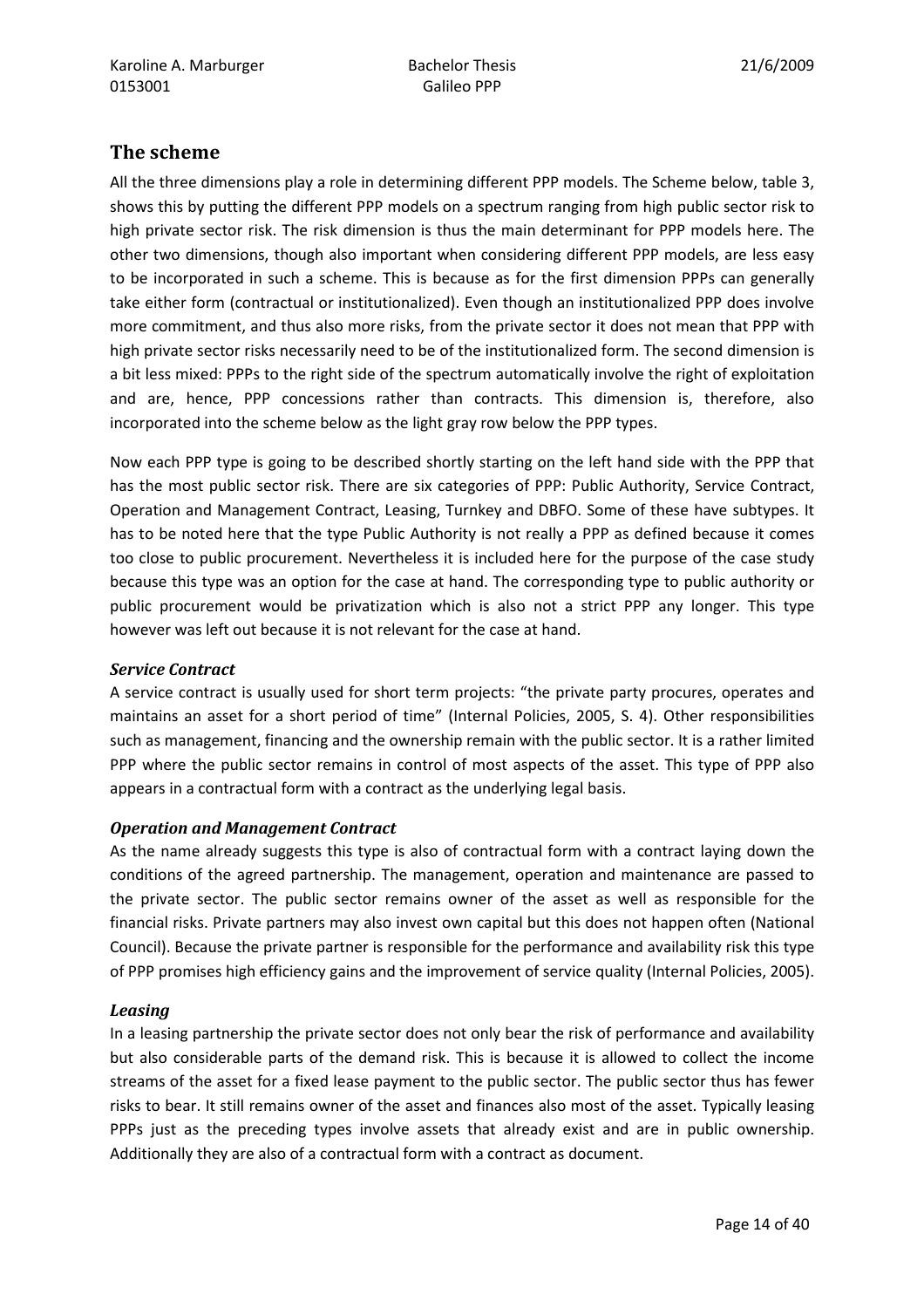## The scheme

All the three dimensions play a role in determining different PPP models. The Scheme below, table 3, shows this by putting the different PPP models on a spectrum ranging from high public sector risk to high private sector risk. The risk dimension is thus the main determinant for PPP models here. The other two dimensions, though also important when considering different PPP models, are less easy to be incorporated in such a scheme. This is because as for the first dimension PPPs can generally take either form (contractual or institutionalized). Even though an institutionalized PPP does involve more commitment, and thus also more risks, from the private sector it does not mean that PPP with high private sector risks necessarily need to be of the institutionalized form. The second dimension is a bit less mixed: PPPs to the right side of the spectrum automatically involve the right of exploitation and are, hence, PPP concessions rather than contracts. This dimension is, therefore, also incorporated into the scheme below as the light gray row below the PPP types.

Now each PPP type is going to be described shortly starting on the left hand side with the PPP that has the most public sector risk. There are six categories of PPP: Public Authority, Service Contract, Operation and Management Contract, Leasing, Turnkey and DBFO. Some of these have subtypes. It has to be noted here that the type Public Authority is not really a PPP as defined because it comes too close to public procurement. Nevertheless it is included here for the purpose of the case study because this type was an option for the case at hand. The corresponding type to public authority or public procurement would be privatization which is also not a strict PPP any longer. This type however was left out because it is not relevant for the case at hand.

### *Service Contract*

A service contract is usually used for short term projects: "the private party procures, operates and maintains an asset for a short period of time" (Internal Policies, 2005, S. 4). Other responsibilities such as management, financing and the ownership remain with the public sector. It is a rather limited PPP where the public sector remains in control of most aspects of the asset. This type of PPP also appears in a contractual form with a contract as the underlying legal basis.

### *Operation and Management Contract*

As the name already suggests this type is also of contractual form with a contract laying down the conditions of the agreed partnership. The management, operation and maintenance are passed to the private sector. The public sector remains owner of the asset as well as responsible for the financial risks. Private partners may also invest own capital but this does not happen often (National Council). Because the private partner is responsible for the performance and availability risk this type of PPP promises high efficiency gains and the improvement of service quality (Internal Policies, 2005).

### *Leasing*

In a leasing partnership the private sector does not only bear the risk of performance and availability but also considerable parts of the demand risk. This is because it is allowed to collect the income streams of the asset for a fixed lease payment to the public sector. The public sector thus has fewer risks to bear. It still remains owner of the asset and finances also most of the asset. Typically leasing PPPs just as the preceding types involve assets that already exist and are in public ownership. Additionally they are also of a contractual form with a contract as document.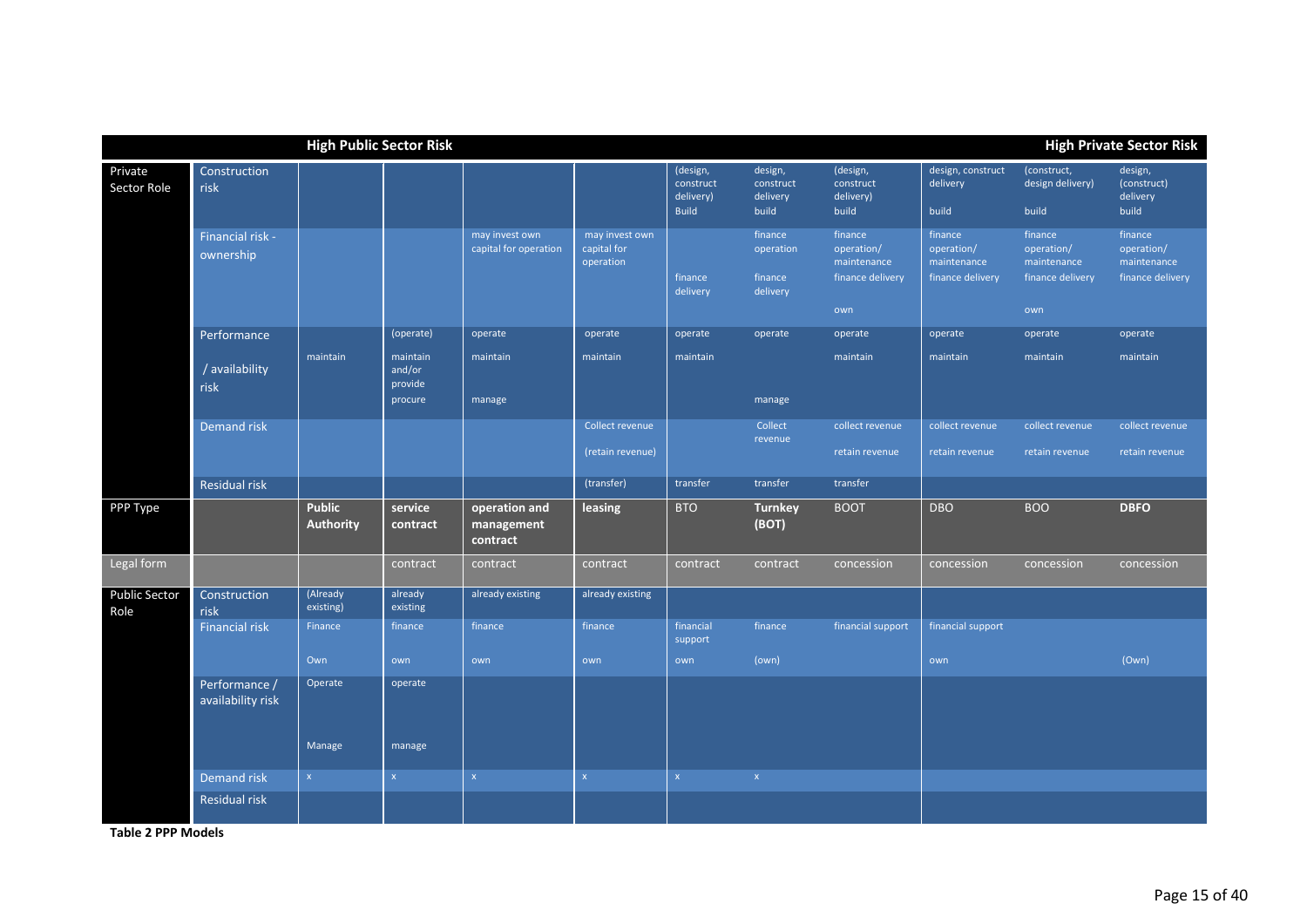| | | High Public Sector Risk | | | | | | | | | High Private Sector Risk |
|---|---|---|---|---|---|---|---|---|---|---|---|
| Private Sector Role | Construction risk | | | | | (design, construct delivery) Build | design, construct delivery build | (design, construct delivery) build | design, construct delivery build | (construct, design delivery) build | design, (construct) delivery build |
| | Financial risk - ownership | | | may invest own capital for operation | may invest own capital for operation | finance delivery | finance operation finance delivery | finance operation/ maintenance finance delivery own | finance operation/ maintenance finance delivery | finance operation/ maintenance finance delivery own | finance operation/ maintenance finance delivery |
| | Performance / availability risk | maintain | (operate) maintain and/or provide procure | operate maintain manage | operate maintain | operate maintain | operate manage | operate maintain | operate maintain | operate maintain | operate maintain |
| | Demand risk | | | | Collect revenue (retain revenue) | | Collect revenue | collect revenue retain revenue | collect revenue retain revenue | collect revenue retain revenue | collect revenue retain revenue |
| | Residual risk | | | | (transfer) | transfer | transfer | transfer | | | |
| PPP Type | | **Public Authority** | **service contract** | **operation and management contract** | **leasing** | BTO | **Turnkey (BOT)** | BOOT | DBO | BOO | **DBFO** |
| Legal form | | | contract | contract | contract | contract | contract | concession | concession | concession | concession |
| Public Sector Role | Construction risk | (Already existing) | already existing | already existing | already existing | | | | | | |
| | Financial risk | Finance Own | finance own | finance own | finance own | financial support own | finance (own) | financial support | financial support own | | (Own) |
| | Performance / availability risk | Operate Manage | operate manage | | | | | | | | |
| | Demand risk | x | x | x | x | x | x | | | | |
| | Residual risk | | | | | | | | | | |

**Table 2 PPP Models**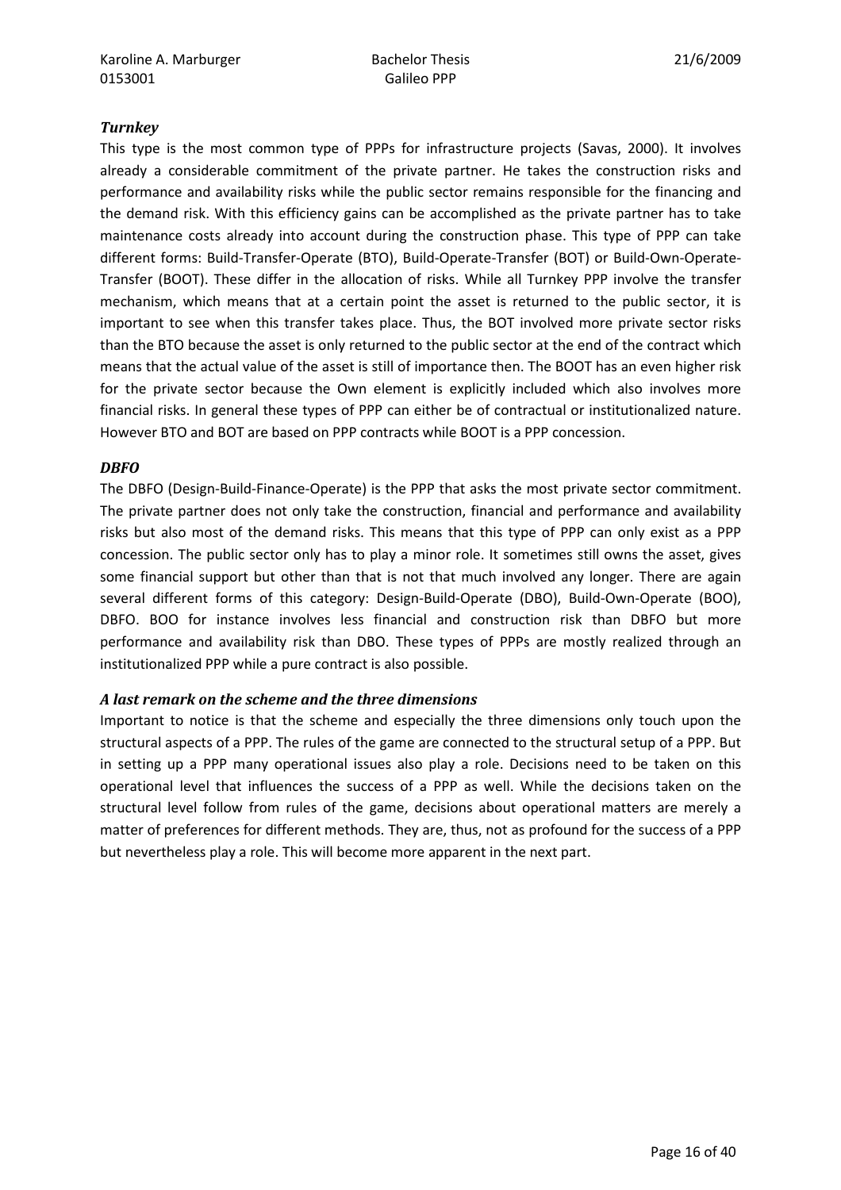### *Turnkey*

This type is the most common type of PPPs for infrastructure projects (Savas, 2000). It involves already a considerable commitment of the private partner. He takes the construction risks and performance and availability risks while the public sector remains responsible for the financing and the demand risk. With this efficiency gains can be accomplished as the private partner has to take maintenance costs already into account during the construction phase. This type of PPP can take different forms: Build-Transfer-Operate (BTO), Build-Operate-Transfer (BOT) or Build-Own-Operate-Transfer (BOOT). These differ in the allocation of risks. While all Turnkey PPP involve the transfer mechanism, which means that at a certain point the asset is returned to the public sector, it is important to see when this transfer takes place. Thus, the BOT involved more private sector risks than the BTO because the asset is only returned to the public sector at the end of the contract which means that the actual value of the asset is still of importance then. The BOOT has an even higher risk for the private sector because the Own element is explicitly included which also involves more financial risks. In general these types of PPP can either be of contractual or institutionalized nature. However BTO and BOT are based on PPP contracts while BOOT is a PPP concession.

### *DBFO*

The DBFO (Design-Build-Finance-Operate) is the PPP that asks the most private sector commitment. The private partner does not only take the construction, financial and performance and availability risks but also most of the demand risks. This means that this type of PPP can only exist as a PPP concession. The public sector only has to play a minor role. It sometimes still owns the asset, gives some financial support but other than that is not that much involved any longer. There are again several different forms of this category: Design-Build-Operate (DBO), Build-Own-Operate (BOO), DBFO. BOO for instance involves less financial and construction risk than DBFO but more performance and availability risk than DBO. These types of PPPs are mostly realized through an institutionalized PPP while a pure contract is also possible.

### *A last remark on the scheme and the three dimensions*

Important to notice is that the scheme and especially the three dimensions only touch upon the structural aspects of a PPP. The rules of the game are connected to the structural setup of a PPP. But in setting up a PPP many operational issues also play a role. Decisions need to be taken on this operational level that influences the success of a PPP as well. While the decisions taken on the structural level follow from rules of the game, decisions about operational matters are merely a matter of preferences for different methods. They are, thus, not as profound for the success of a PPP but nevertheless play a role. This will become more apparent in the next part.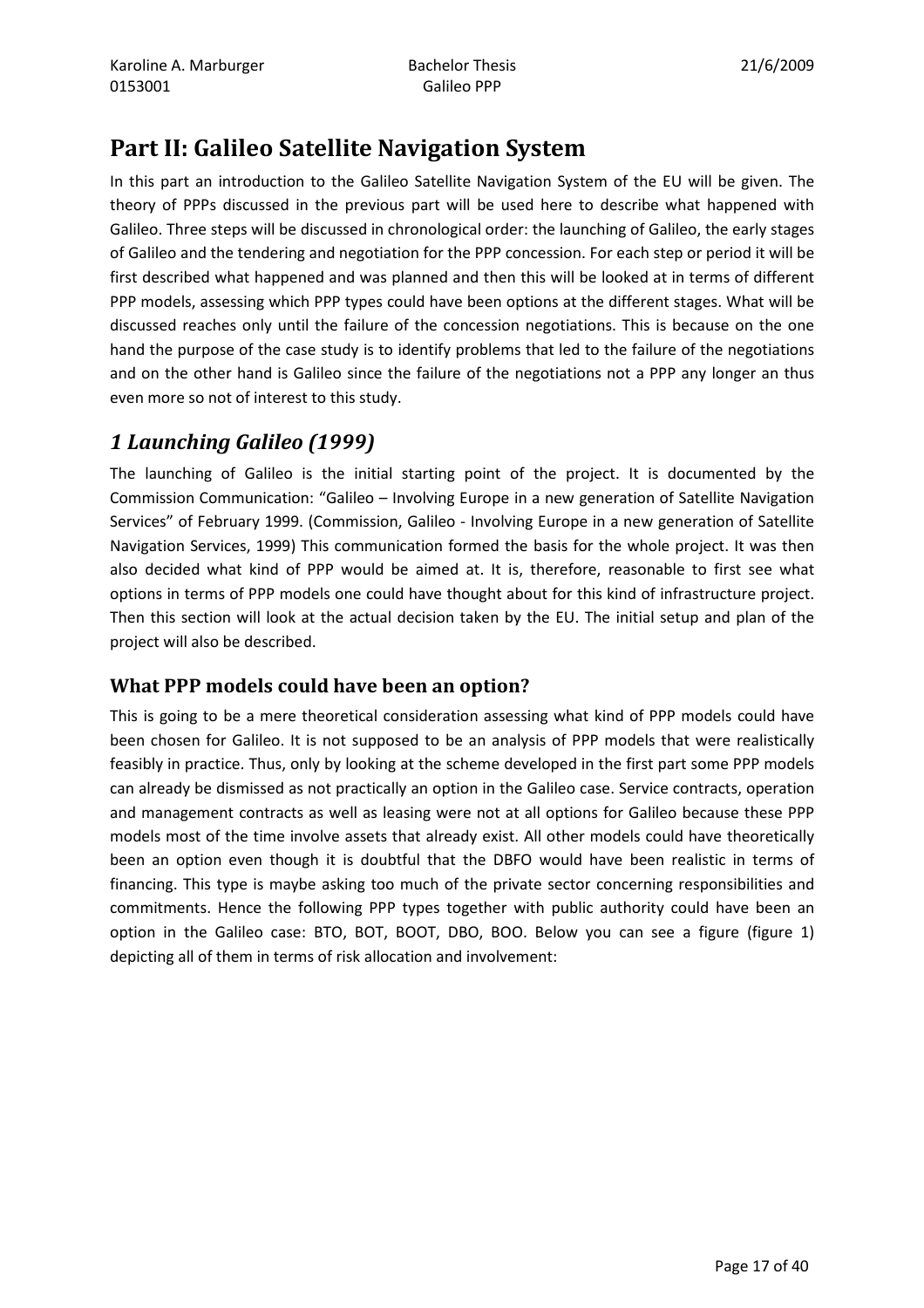# Part II: Galileo Satellite Navigation System

In this part an introduction to the Galileo Satellite Navigation System of the EU will be given. The theory of PPPs discussed in the previous part will be used here to describe what happened with Galileo. Three steps will be discussed in chronological order: the launching of Galileo, the early stages of Galileo and the tendering and negotiation for the PPP concession. For each step or period it will be first described what happened and was planned and then this will be looked at in terms of different PPP models, assessing which PPP types could have been options at the different stages. What will be discussed reaches only until the failure of the concession negotiations. This is because on the one hand the purpose of the case study is to identify problems that led to the failure of the negotiations and on the other hand is Galileo since the failure of the negotiations not a PPP any longer an thus even more so not of interest to this study.

## *1 Launching Galileo (1999)*

The launching of Galileo is the initial starting point of the project. It is documented by the Commission Communication: "Galileo – Involving Europe in a new generation of Satellite Navigation Services" of February 1999. (Commission, Galileo - Involving Europe in a new generation of Satellite Navigation Services, 1999) This communication formed the basis for the whole project. It was then also decided what kind of PPP would be aimed at. It is, therefore, reasonable to first see what options in terms of PPP models one could have thought about for this kind of infrastructure project. Then this section will look at the actual decision taken by the EU. The initial setup and plan of the project will also be described.

### What PPP models could have been an option?

This is going to be a mere theoretical consideration assessing what kind of PPP models could have been chosen for Galileo. It is not supposed to be an analysis of PPP models that were realistically feasibly in practice. Thus, only by looking at the scheme developed in the first part some PPP models can already be dismissed as not practically an option in the Galileo case. Service contracts, operation and management contracts as well as leasing were not at all options for Galileo because these PPP models most of the time involve assets that already exist. All other models could have theoretically been an option even though it is doubtful that the DBFO would have been realistic in terms of financing. This type is maybe asking too much of the private sector concerning responsibilities and commitments. Hence the following PPP types together with public authority could have been an option in the Galileo case: BTO, BOT, BOOT, DBO, BOO. Below you can see a figure (figure 1) depicting all of them in terms of risk allocation and involvement: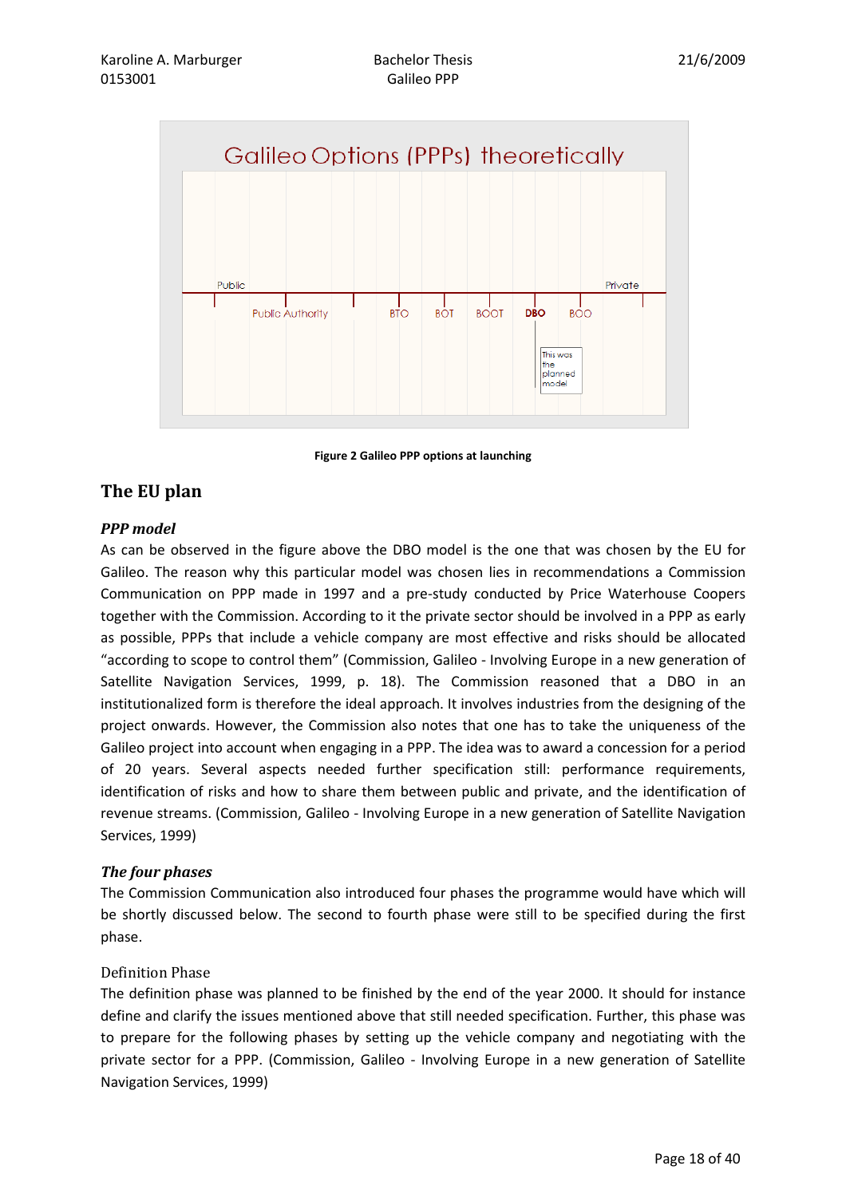Galileo Options (PPPs) theoretically

Public — Public Authority — BTO — BOT — BOOT — **DBO** — BOO — Private

This was the planned model

**Figure 2 Galileo PPP options at launching**

## The EU plan

### *PPP model*

As can be observed in the figure above the DBO model is the one that was chosen by the EU for Galileo. The reason why this particular model was chosen lies in recommendations a Commission Communication on PPP made in 1997 and a pre-study conducted by Price Waterhouse Coopers together with the Commission. According to it the private sector should be involved in a PPP as early as possible, PPPs that include a vehicle company are most effective and risks should be allocated "according to scope to control them" (Commission, Galileo - Involving Europe in a new generation of Satellite Navigation Services, 1999, p. 18). The Commission reasoned that a DBO in an institutionalized form is therefore the ideal approach. It involves industries from the designing of the project onwards. However, the Commission also notes that one has to take the uniqueness of the Galileo project into account when engaging in a PPP. The idea was to award a concession for a period of 20 years. Several aspects needed further specification still: performance requirements, identification of risks and how to share them between public and private, and the identification of revenue streams. (Commission, Galileo - Involving Europe in a new generation of Satellite Navigation Services, 1999)

### *The four phases*

The Commission Communication also introduced four phases the programme would have which will be shortly discussed below. The second to fourth phase were still to be specified during the first phase.

#### Definition Phase

The definition phase was planned to be finished by the end of the year 2000. It should for instance define and clarify the issues mentioned above that still needed specification. Further, this phase was to prepare for the following phases by setting up the vehicle company and negotiating with the private sector for a PPP. (Commission, Galileo - Involving Europe in a new generation of Satellite Navigation Services, 1999)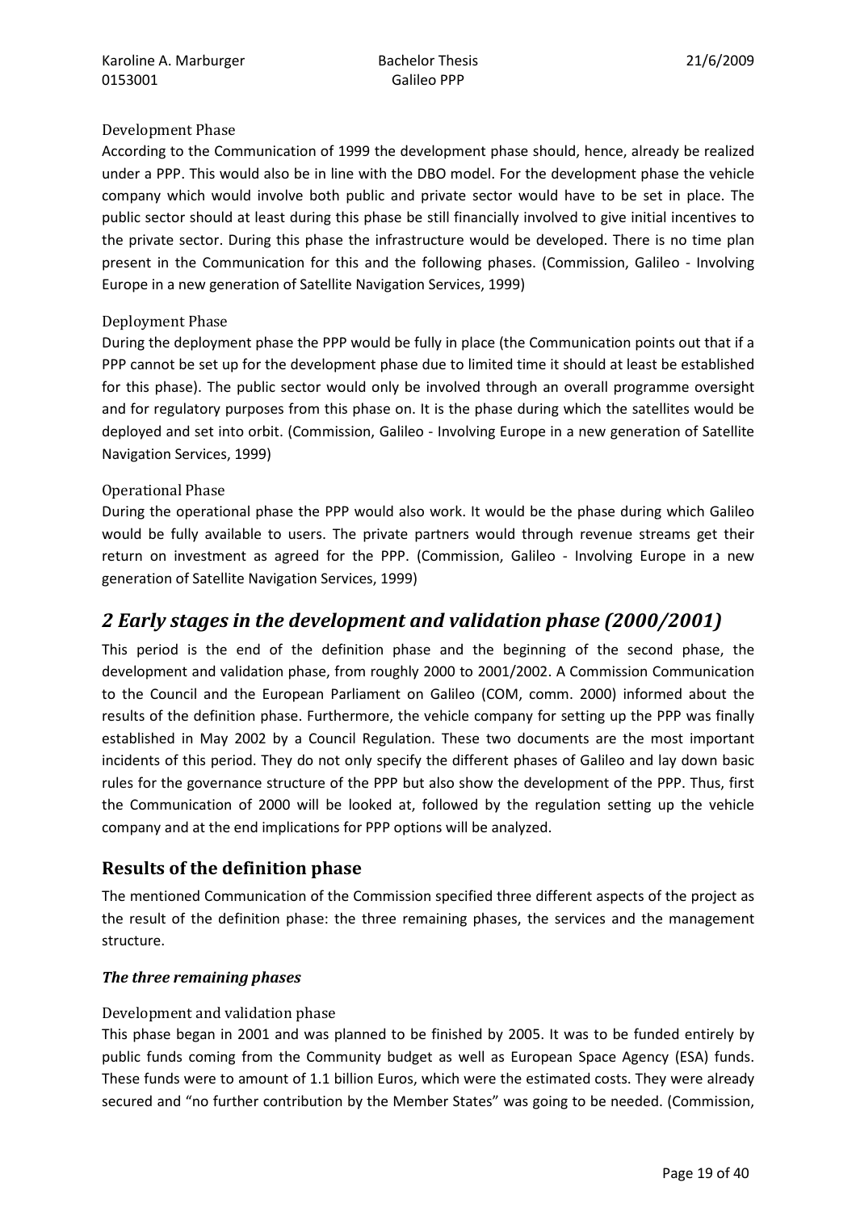#### Development Phase

According to the Communication of 1999 the development phase should, hence, already be realized under a PPP. This would also be in line with the DBO model. For the development phase the vehicle company which would involve both public and private sector would have to be set in place. The public sector should at least during this phase be still financially involved to give initial incentives to the private sector. During this phase the infrastructure would be developed. There is no time plan present in the Communication for this and the following phases. (Commission, Galileo - Involving Europe in a new generation of Satellite Navigation Services, 1999)

#### Deployment Phase

During the deployment phase the PPP would be fully in place (the Communication points out that if a PPP cannot be set up for the development phase due to limited time it should at least be established for this phase). The public sector would only be involved through an overall programme oversight and for regulatory purposes from this phase on. It is the phase during which the satellites would be deployed and set into orbit. (Commission, Galileo - Involving Europe in a new generation of Satellite Navigation Services, 1999)

#### Operational Phase

During the operational phase the PPP would also work. It would be the phase during which Galileo would be fully available to users. The private partners would through revenue streams get their return on investment as agreed for the PPP. (Commission, Galileo - Involving Europe in a new generation of Satellite Navigation Services, 1999)

# *2 Early stages in the development and validation phase (2000/2001)*

This period is the end of the definition phase and the beginning of the second phase, the development and validation phase, from roughly 2000 to 2001/2002. A Commission Communication to the Council and the European Parliament on Galileo (COM, comm. 2000) informed about the results of the definition phase. Furthermore, the vehicle company for setting up the PPP was finally established in May 2002 by a Council Regulation. These two documents are the most important incidents of this period. They do not only specify the different phases of Galileo and lay down basic rules for the governance structure of the PPP but also show the development of the PPP. Thus, first the Communication of 2000 will be looked at, followed by the regulation setting up the vehicle company and at the end implications for PPP options will be analyzed.

## Results of the definition phase

The mentioned Communication of the Commission specified three different aspects of the project as the result of the definition phase: the three remaining phases, the services and the management structure.

### *The three remaining phases*

#### Development and validation phase

This phase began in 2001 and was planned to be finished by 2005. It was to be funded entirely by public funds coming from the Community budget as well as European Space Agency (ESA) funds. These funds were to amount of 1.1 billion Euros, which were the estimated costs. They were already secured and "no further contribution by the Member States" was going to be needed. (Commission,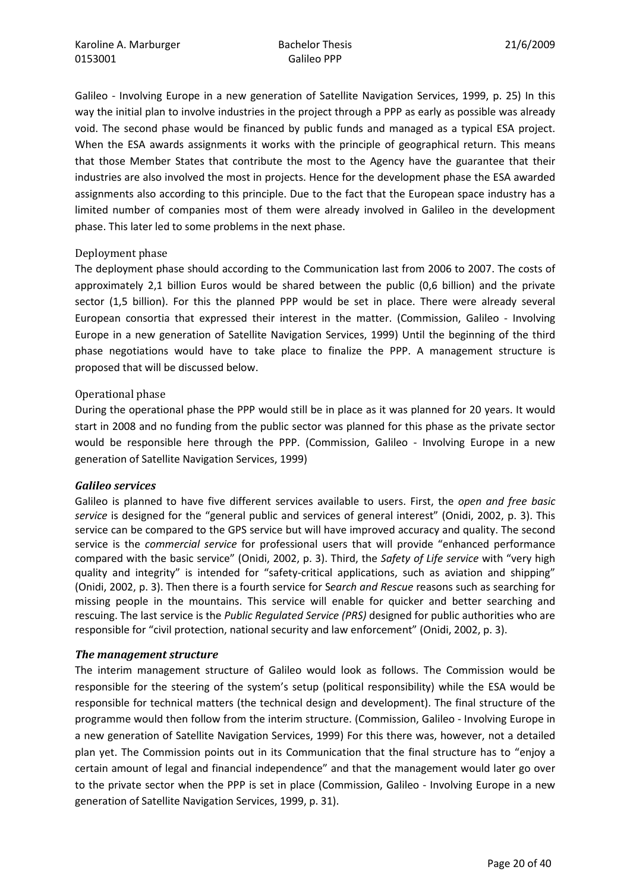Galileo - Involving Europe in a new generation of Satellite Navigation Services, 1999, p. 25) In this way the initial plan to involve industries in the project through a PPP as early as possible was already void. The second phase would be financed by public funds and managed as a typical ESA project. When the ESA awards assignments it works with the principle of geographical return. This means that those Member States that contribute the most to the Agency have the guarantee that their industries are also involved the most in projects. Hence for the development phase the ESA awarded assignments also according to this principle. Due to the fact that the European space industry has a limited number of companies most of them were already involved in Galileo in the development phase. This later led to some problems in the next phase.

#### Deployment phase

The deployment phase should according to the Communication last from 2006 to 2007. The costs of approximately 2,1 billion Euros would be shared between the public (0,6 billion) and the private sector (1,5 billion). For this the planned PPP would be set in place. There were already several European consortia that expressed their interest in the matter. (Commission, Galileo - Involving Europe in a new generation of Satellite Navigation Services, 1999) Until the beginning of the third phase negotiations would have to take place to finalize the PPP. A management structure is proposed that will be discussed below.

#### Operational phase

During the operational phase the PPP would still be in place as it was planned for 20 years. It would start in 2008 and no funding from the public sector was planned for this phase as the private sector would be responsible here through the PPP. (Commission, Galileo - Involving Europe in a new generation of Satellite Navigation Services, 1999)

### *Galileo services*

Galileo is planned to have five different services available to users. First, the *open and free basic service* is designed for the "general public and services of general interest" (Onidi, 2002, p. 3). This service can be compared to the GPS service but will have improved accuracy and quality. The second service is the *commercial service* for professional users that will provide "enhanced performance compared with the basic service" (Onidi, 2002, p. 3). Third, the *Safety of Life service* with "very high quality and integrity" is intended for "safety-critical applications, such as aviation and shipping" (Onidi, 2002, p. 3). Then there is a fourth service for S*earch and Rescue* reasons such as searching for missing people in the mountains. This service will enable for quicker and better searching and rescuing. The last service is the *Public Regulated Service (PRS)* designed for public authorities who are responsible for "civil protection, national security and law enforcement" (Onidi, 2002, p. 3).

### *The management structure*

The interim management structure of Galileo would look as follows. The Commission would be responsible for the steering of the system's setup (political responsibility) while the ESA would be responsible for technical matters (the technical design and development). The final structure of the programme would then follow from the interim structure. (Commission, Galileo - Involving Europe in a new generation of Satellite Navigation Services, 1999) For this there was, however, not a detailed plan yet. The Commission points out in its Communication that the final structure has to "enjoy a certain amount of legal and financial independence" and that the management would later go over to the private sector when the PPP is set in place (Commission, Galileo - Involving Europe in a new generation of Satellite Navigation Services, 1999, p. 31).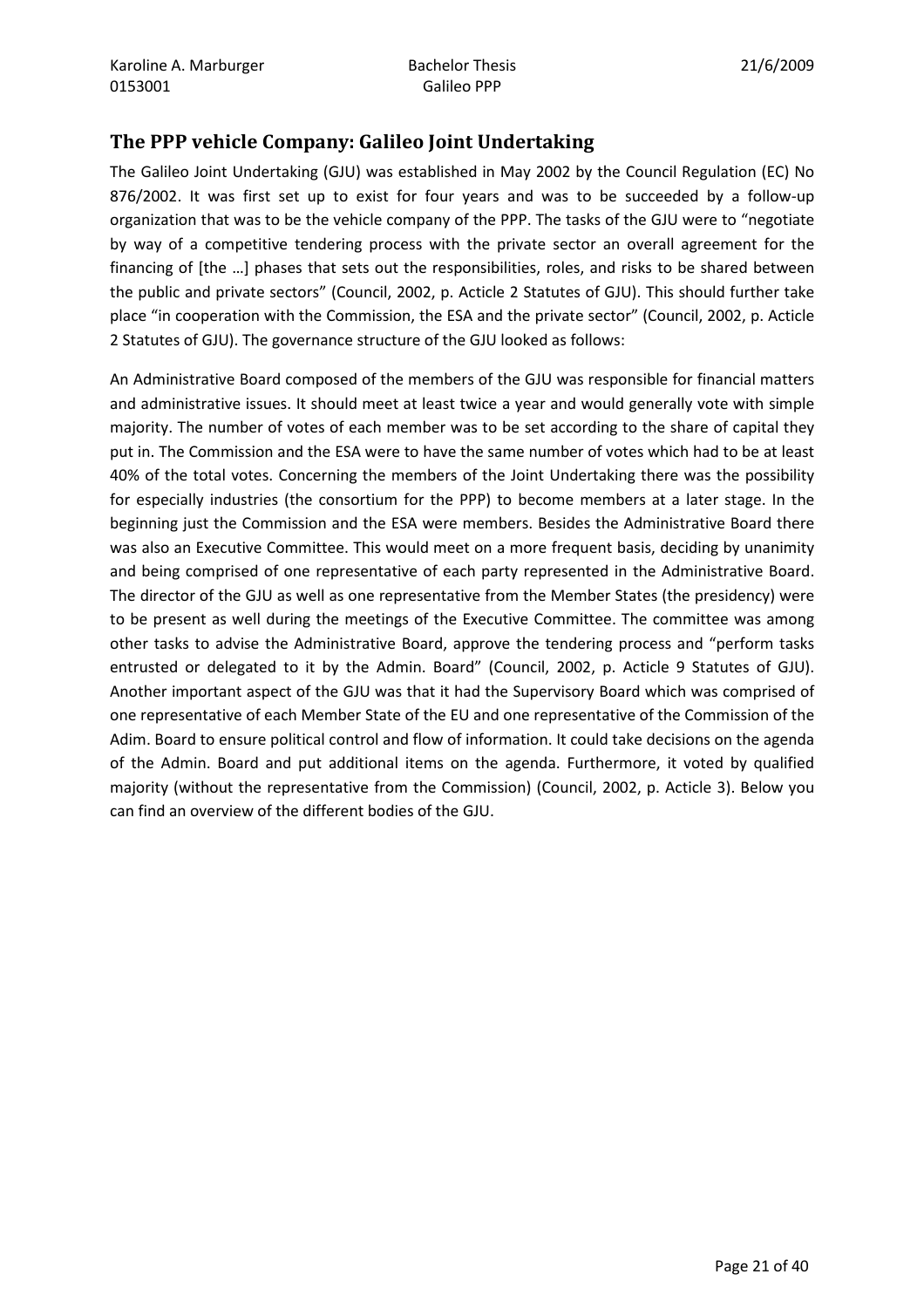## The PPP vehicle Company: Galileo Joint Undertaking

The Galileo Joint Undertaking (GJU) was established in May 2002 by the Council Regulation (EC) No 876/2002. It was first set up to exist for four years and was to be succeeded by a follow-up organization that was to be the vehicle company of the PPP. The tasks of the GJU were to "negotiate by way of a competitive tendering process with the private sector an overall agreement for the financing of [the …] phases that sets out the responsibilities, roles, and risks to be shared between the public and private sectors" (Council, 2002, p. Acticle 2 Statutes of GJU). This should further take place "in cooperation with the Commission, the ESA and the private sector" (Council, 2002, p. Acticle 2 Statutes of GJU). The governance structure of the GJU looked as follows:

An Administrative Board composed of the members of the GJU was responsible for financial matters and administrative issues. It should meet at least twice a year and would generally vote with simple majority. The number of votes of each member was to be set according to the share of capital they put in. The Commission and the ESA were to have the same number of votes which had to be at least 40% of the total votes. Concerning the members of the Joint Undertaking there was the possibility for especially industries (the consortium for the PPP) to become members at a later stage. In the beginning just the Commission and the ESA were members. Besides the Administrative Board there was also an Executive Committee. This would meet on a more frequent basis, deciding by unanimity and being comprised of one representative of each party represented in the Administrative Board. The director of the GJU as well as one representative from the Member States (the presidency) were to be present as well during the meetings of the Executive Committee. The committee was among other tasks to advise the Administrative Board, approve the tendering process and "perform tasks entrusted or delegated to it by the Admin. Board" (Council, 2002, p. Acticle 9 Statutes of GJU). Another important aspect of the GJU was that it had the Supervisory Board which was comprised of one representative of each Member State of the EU and one representative of the Commission of the Adim. Board to ensure political control and flow of information. It could take decisions on the agenda of the Admin. Board and put additional items on the agenda. Furthermore, it voted by qualified majority (without the representative from the Commission) (Council, 2002, p. Acticle 3). Below you can find an overview of the different bodies of the GJU.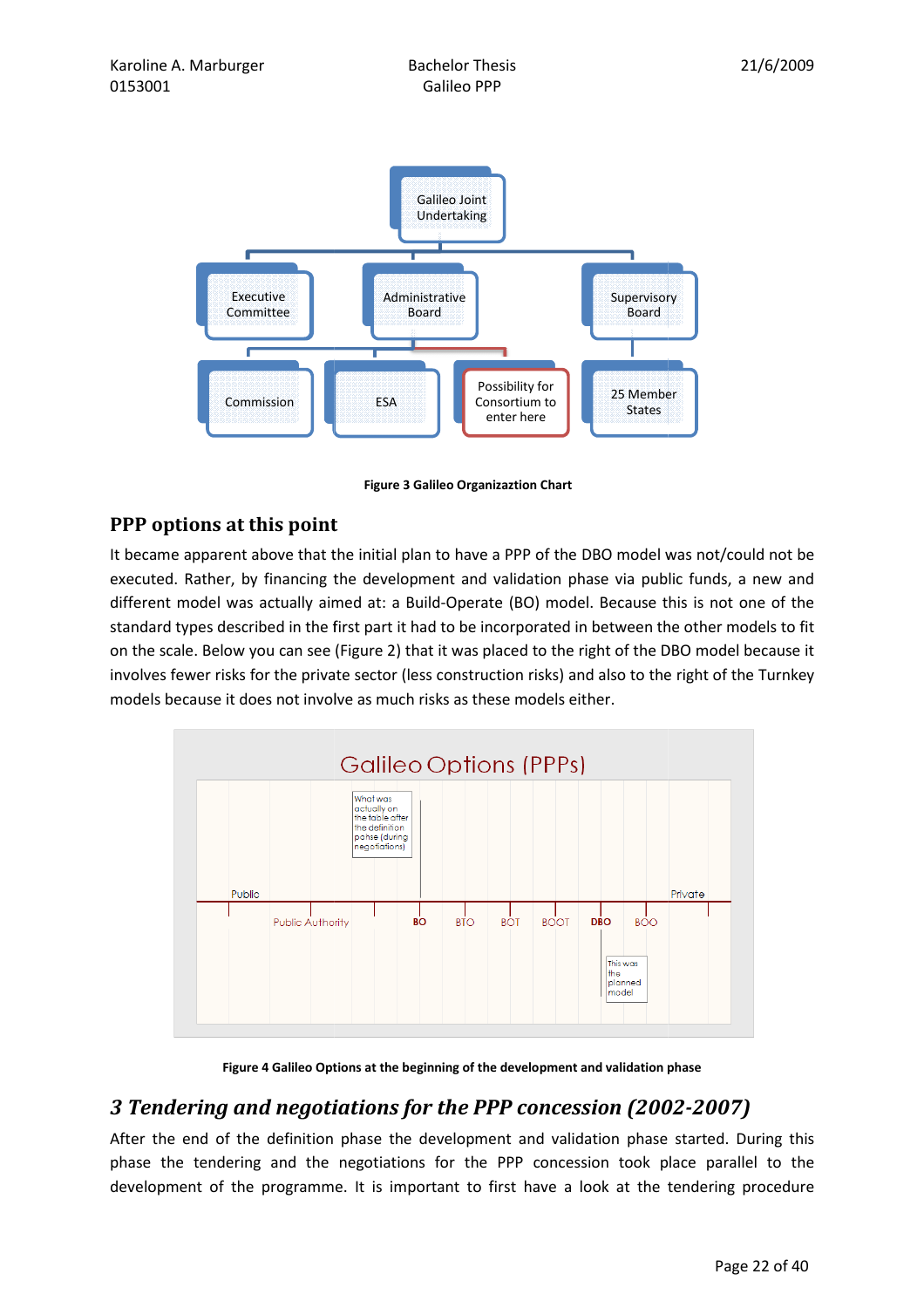Figure 3 Galileo Organizaztion Chart

## PPP options at this point

It became apparent above that the initial plan to have a PPP of the DBO model was not/could not be executed. Rather, by financing the development and validation phase via public funds, a new and different model was actually aimed at: a Build-Operate (BO) model. Because this is not one of the standard types described in the first part it had to be incorporated in between the other models to fit on the scale. Below you can see (Figure 2) that it was placed to the right of the DBO model because it involves fewer risks for the private sector (less construction risks) and also to the right of the Turnkey models because it does not involve as much risks as these models either.

Figure 4 Galileo Options at the beginning of the development and validation phase

## *3 Tendering and negotiations for the PPP concession (2002-2007)*

After the end of the definition phase the development and validation phase started. During this phase the tendering and the negotiations for the PPP concession took place parallel to the development of the programme. It is important to first have a look at the tendering procedure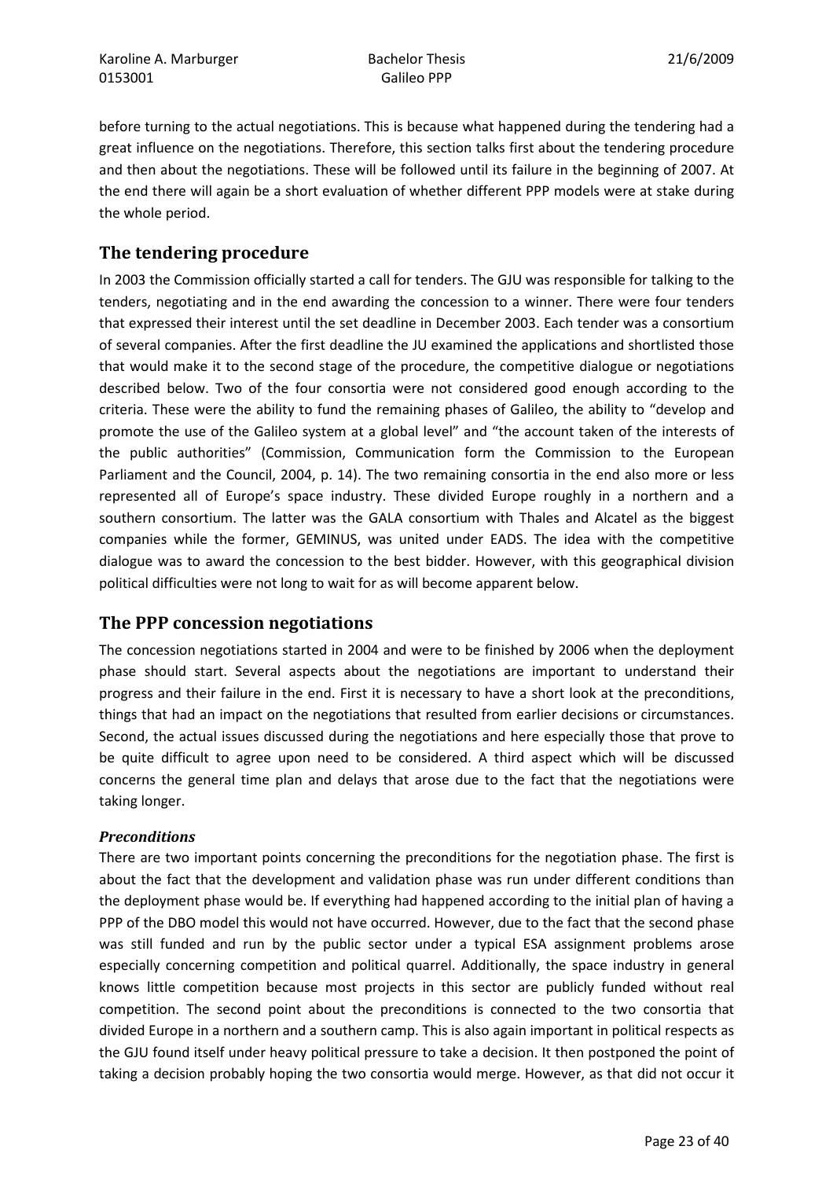before turning to the actual negotiations. This is because what happened during the tendering had a great influence on the negotiations. Therefore, this section talks first about the tendering procedure and then about the negotiations. These will be followed until its failure in the beginning of 2007. At the end there will again be a short evaluation of whether different PPP models were at stake during the whole period.

## The tendering procedure

In 2003 the Commission officially started a call for tenders. The GJU was responsible for talking to the tenders, negotiating and in the end awarding the concession to a winner. There were four tenders that expressed their interest until the set deadline in December 2003. Each tender was a consortium of several companies. After the first deadline the JU examined the applications and shortlisted those that would make it to the second stage of the procedure, the competitive dialogue or negotiations described below. Two of the four consortia were not considered good enough according to the criteria. These were the ability to fund the remaining phases of Galileo, the ability to "develop and promote the use of the Galileo system at a global level" and "the account taken of the interests of the public authorities" (Commission, Communication form the Commission to the European Parliament and the Council, 2004, p. 14). The two remaining consortia in the end also more or less represented all of Europe's space industry. These divided Europe roughly in a northern and a southern consortium. The latter was the GALA consortium with Thales and Alcatel as the biggest companies while the former, GEMINUS, was united under EADS. The idea with the competitive dialogue was to award the concession to the best bidder. However, with this geographical division political difficulties were not long to wait for as will become apparent below.

## The PPP concession negotiations

The concession negotiations started in 2004 and were to be finished by 2006 when the deployment phase should start. Several aspects about the negotiations are important to understand their progress and their failure in the end. First it is necessary to have a short look at the preconditions, things that had an impact on the negotiations that resulted from earlier decisions or circumstances. Second, the actual issues discussed during the negotiations and here especially those that prove to be quite difficult to agree upon need to be considered. A third aspect which will be discussed concerns the general time plan and delays that arose due to the fact that the negotiations were taking longer.

### *Preconditions*

There are two important points concerning the preconditions for the negotiation phase. The first is about the fact that the development and validation phase was run under different conditions than the deployment phase would be. If everything had happened according to the initial plan of having a PPP of the DBO model this would not have occurred. However, due to the fact that the second phase was still funded and run by the public sector under a typical ESA assignment problems arose especially concerning competition and political quarrel. Additionally, the space industry in general knows little competition because most projects in this sector are publicly funded without real competition. The second point about the preconditions is connected to the two consortia that divided Europe in a northern and a southern camp. This is also again important in political respects as the GJU found itself under heavy political pressure to take a decision. It then postponed the point of taking a decision probably hoping the two consortia would merge. However, as that did not occur it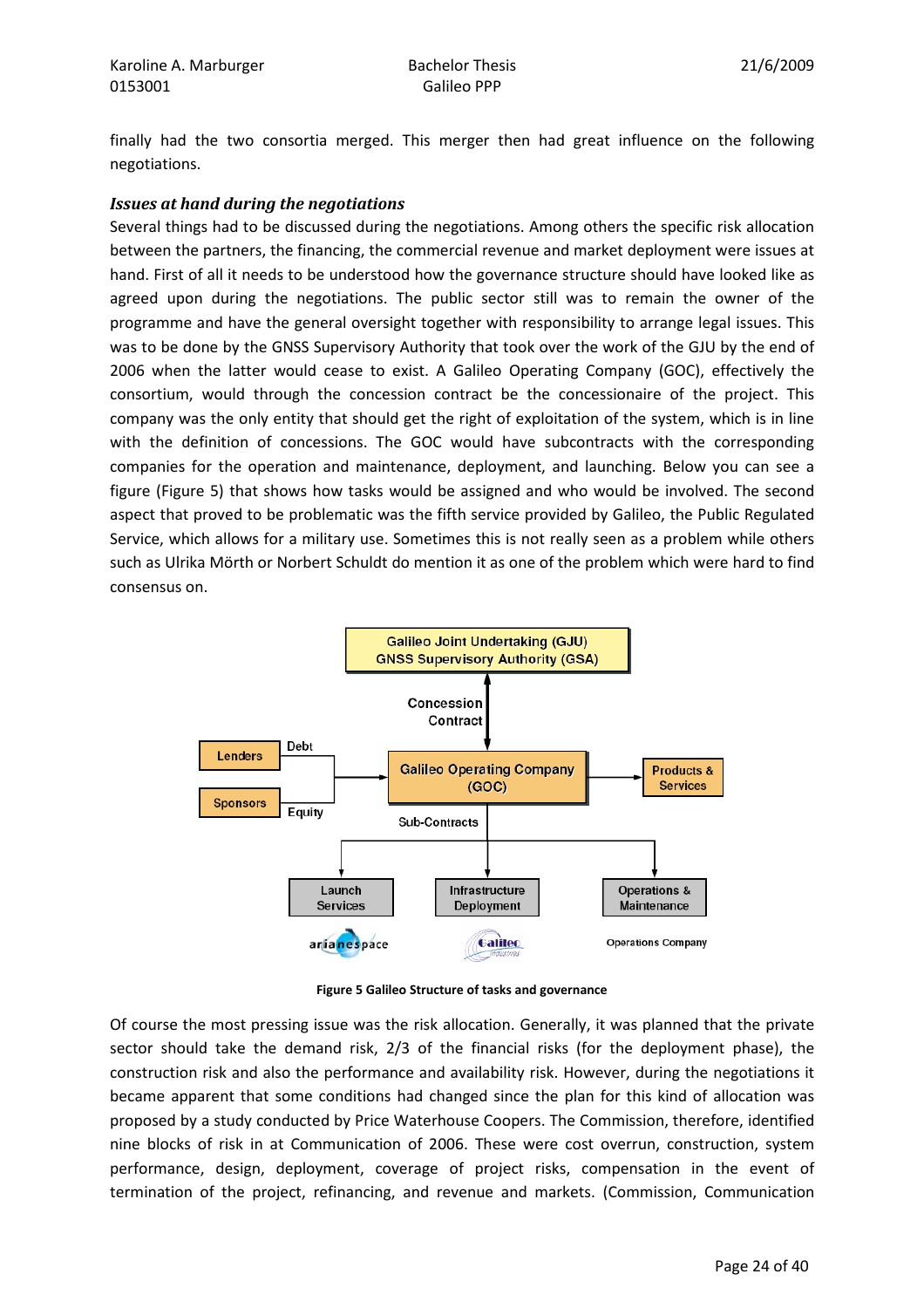finally had the two consortia merged. This merger then had great influence on the following negotiations.

### *Issues at hand during the negotiations*

Several things had to be discussed during the negotiations. Among others the specific risk allocation between the partners, the financing, the commercial revenue and market deployment were issues at hand. First of all it needs to be understood how the governance structure should have looked like as agreed upon during the negotiations. The public sector still was to remain the owner of the programme and have the general oversight together with responsibility to arrange legal issues. This was to be done by the GNSS Supervisory Authority that took over the work of the GJU by the end of 2006 when the latter would cease to exist. A Galileo Operating Company (GOC), effectively the consortium, would through the concession contract be the concessionaire of the project. This company was the only entity that should get the right of exploitation of the system, which is in line with the definition of concessions. The GOC would have subcontracts with the corresponding companies for the operation and maintenance, deployment, and launching. Below you can see a figure (Figure 5) that shows how tasks would be assigned and who would be involved. The second aspect that proved to be problematic was the fifth service provided by Galileo, the Public Regulated Service, which allows for a military use. Sometimes this is not really seen as a problem while others such as Ulrika Mörth or Norbert Schuldt do mention it as one of the problem which were hard to find consensus on.

Galileo Joint Undertaking (GJU)
GNSS Supervisory Authority (GSA)

Concession Contract

Lenders — Debt
Sponsors — Equity

Galileo Operating Company (GOC)

Products & Services

Sub-Contracts

Launch Services — arianespace
Infrastructure Deployment — Galileo Industries
Operations & Maintenance — Operations Company

**Figure 5 Galileo Structure of tasks and governance**

Of course the most pressing issue was the risk allocation. Generally, it was planned that the private sector should take the demand risk, 2/3 of the financial risks (for the deployment phase), the construction risk and also the performance and availability risk. However, during the negotiations it became apparent that some conditions had changed since the plan for this kind of allocation was proposed by a study conducted by Price Waterhouse Coopers. The Commission, therefore, identified nine blocks of risk in at Communication of 2006. These were cost overrun, construction, system performance, design, deployment, coverage of project risks, compensation in the event of termination of the project, refinancing, and revenue and markets. (Commission, Communication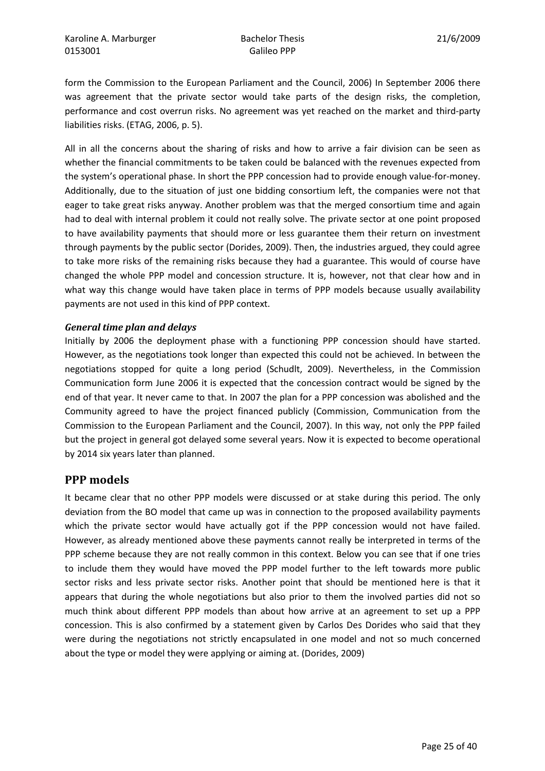form the Commission to the European Parliament and the Council, 2006) In September 2006 there was agreement that the private sector would take parts of the design risks, the completion, performance and cost overrun risks. No agreement was yet reached on the market and third-party liabilities risks. (ETAG, 2006, p. 5).

All in all the concerns about the sharing of risks and how to arrive a fair division can be seen as whether the financial commitments to be taken could be balanced with the revenues expected from the system's operational phase. In short the PPP concession had to provide enough value-for-money. Additionally, due to the situation of just one bidding consortium left, the companies were not that eager to take great risks anyway. Another problem was that the merged consortium time and again had to deal with internal problem it could not really solve. The private sector at one point proposed to have availability payments that should more or less guarantee them their return on investment through payments by the public sector (Dorides, 2009). Then, the industries argued, they could agree to take more risks of the remaining risks because they had a guarantee. This would of course have changed the whole PPP model and concession structure. It is, however, not that clear how and in what way this change would have taken place in terms of PPP models because usually availability payments are not used in this kind of PPP context.

### *General time plan and delays*

Initially by 2006 the deployment phase with a functioning PPP concession should have started. However, as the negotiations took longer than expected this could not be achieved. In between the negotiations stopped for quite a long period (Schudlt, 2009). Nevertheless, in the Commission Communication form June 2006 it is expected that the concession contract would be signed by the end of that year. It never came to that. In 2007 the plan for a PPP concession was abolished and the Community agreed to have the project financed publicly (Commission, Communication from the Commission to the European Parliament and the Council, 2007). In this way, not only the PPP failed but the project in general got delayed some several years. Now it is expected to become operational by 2014 six years later than planned.

## PPP models

It became clear that no other PPP models were discussed or at stake during this period. The only deviation from the BO model that came up was in connection to the proposed availability payments which the private sector would have actually got if the PPP concession would not have failed. However, as already mentioned above these payments cannot really be interpreted in terms of the PPP scheme because they are not really common in this context. Below you can see that if one tries to include them they would have moved the PPP model further to the left towards more public sector risks and less private sector risks. Another point that should be mentioned here is that it appears that during the whole negotiations but also prior to them the involved parties did not so much think about different PPP models than about how arrive at an agreement to set up a PPP concession. This is also confirmed by a statement given by Carlos Des Dorides who said that they were during the negotiations not strictly encapsulated in one model and not so much concerned about the type or model they were applying or aiming at. (Dorides, 2009)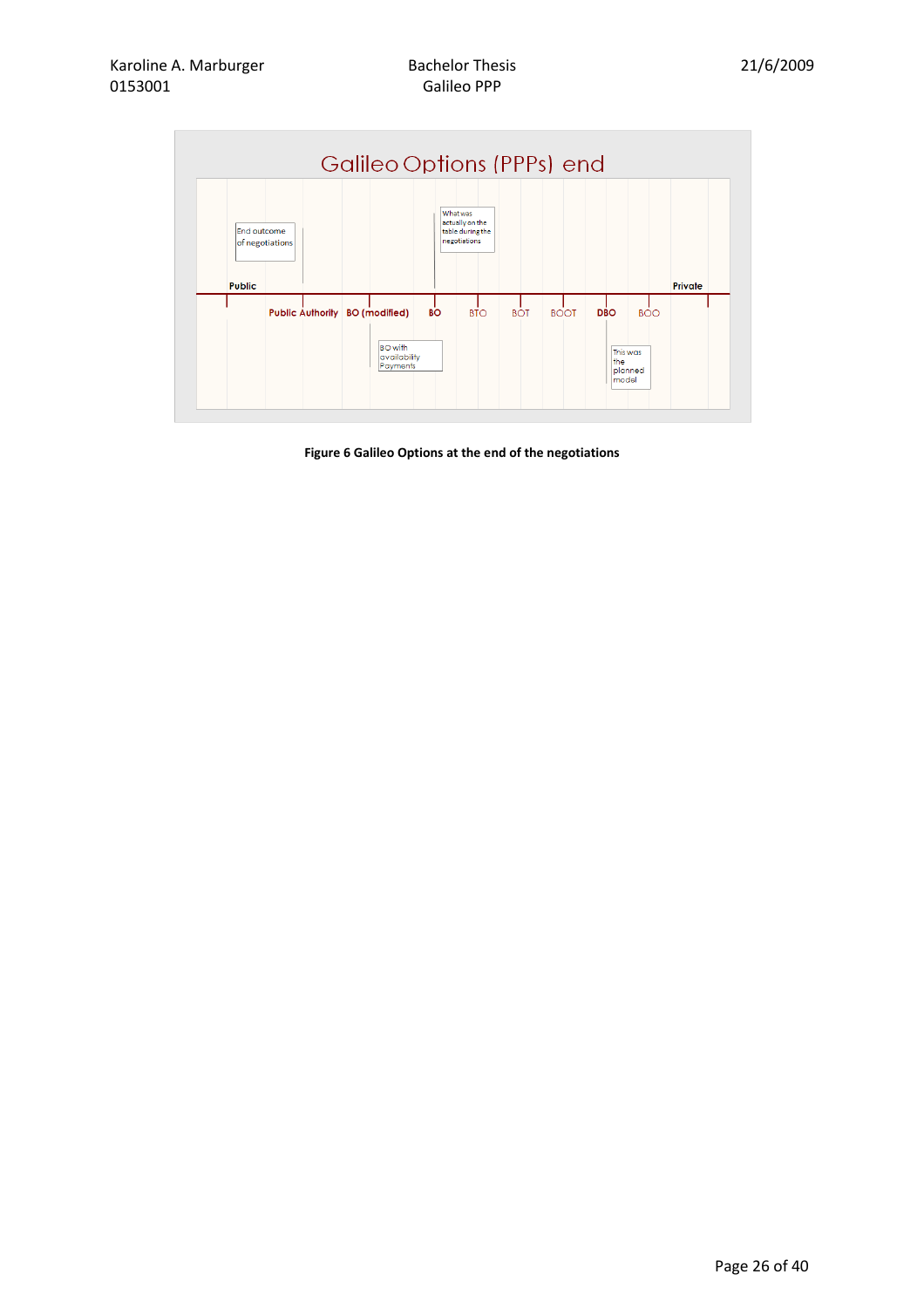Galileo Options (PPPs) end

End outcome of negotiations

What was actually on the table during the negotiations

Public — Private

Public Authority | BO (modified) | BO | BTO | BOT | BOOT | DBO | BOO

BO with availability Payments

This was the planned model

**Figure 6 Galileo Options at the end of the negotiations**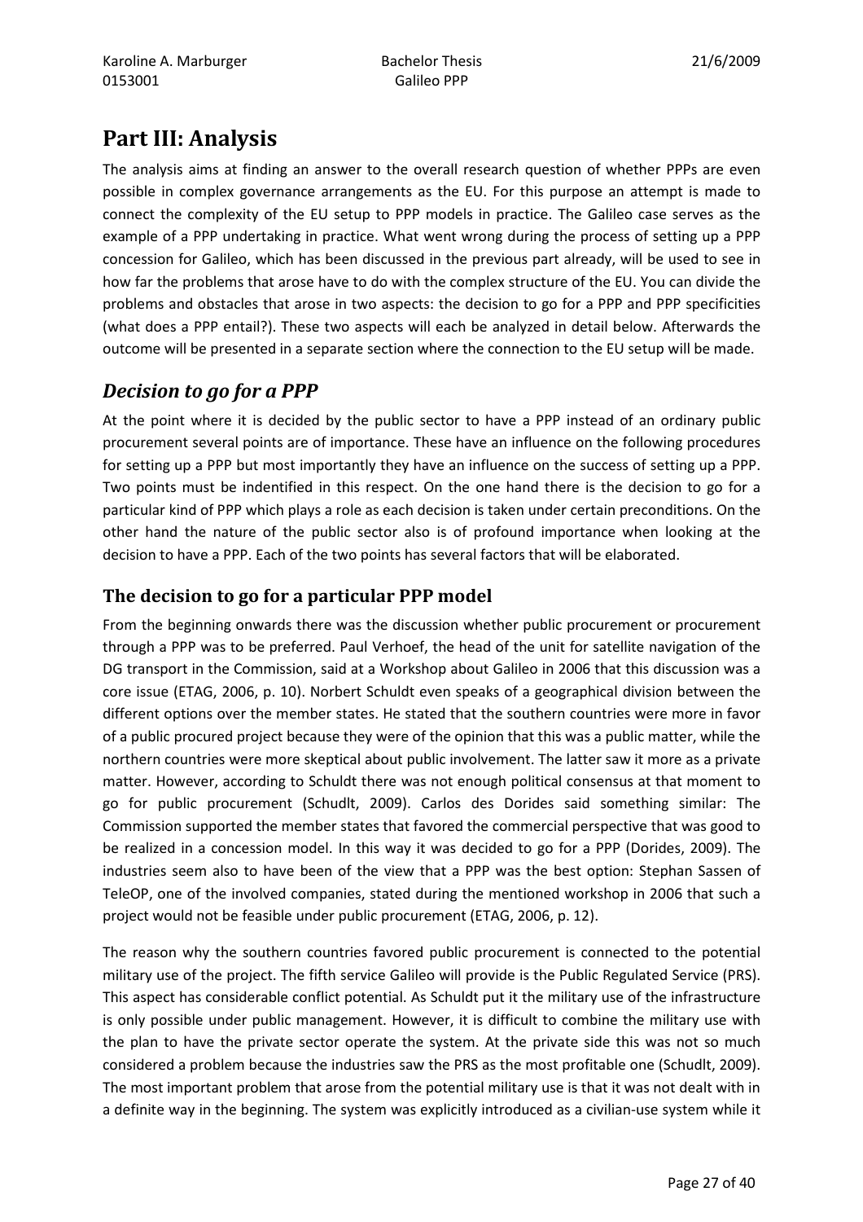# Part III: Analysis

The analysis aims at finding an answer to the overall research question of whether PPPs are even possible in complex governance arrangements as the EU. For this purpose an attempt is made to connect the complexity of the EU setup to PPP models in practice. The Galileo case serves as the example of a PPP undertaking in practice. What went wrong during the process of setting up a PPP concession for Galileo, which has been discussed in the previous part already, will be used to see in how far the problems that arose have to do with the complex structure of the EU. You can divide the problems and obstacles that arose in two aspects: the decision to go for a PPP and PPP specificities (what does a PPP entail?). These two aspects will each be analyzed in detail below. Afterwards the outcome will be presented in a separate section where the connection to the EU setup will be made.

## *Decision to go for a PPP*

At the point where it is decided by the public sector to have a PPP instead of an ordinary public procurement several points are of importance. These have an influence on the following procedures for setting up a PPP but most importantly they have an influence on the success of setting up a PPP. Two points must be indentified in this respect. On the one hand there is the decision to go for a particular kind of PPP which plays a role as each decision is taken under certain preconditions. On the other hand the nature of the public sector also is of profound importance when looking at the decision to have a PPP. Each of the two points has several factors that will be elaborated.

### The decision to go for a particular PPP model

From the beginning onwards there was the discussion whether public procurement or procurement through a PPP was to be preferred. Paul Verhoef, the head of the unit for satellite navigation of the DG transport in the Commission, said at a Workshop about Galileo in 2006 that this discussion was a core issue (ETAG, 2006, p. 10). Norbert Schuldt even speaks of a geographical division between the different options over the member states. He stated that the southern countries were more in favor of a public procured project because they were of the opinion that this was a public matter, while the northern countries were more skeptical about public involvement. The latter saw it more as a private matter. However, according to Schuldt there was not enough political consensus at that moment to go for public procurement (Schudlt, 2009). Carlos des Dorides said something similar: The Commission supported the member states that favored the commercial perspective that was good to be realized in a concession model. In this way it was decided to go for a PPP (Dorides, 2009). The industries seem also to have been of the view that a PPP was the best option: Stephan Sassen of TeleOP, one of the involved companies, stated during the mentioned workshop in 2006 that such a project would not be feasible under public procurement (ETAG, 2006, p. 12).

The reason why the southern countries favored public procurement is connected to the potential military use of the project. The fifth service Galileo will provide is the Public Regulated Service (PRS). This aspect has considerable conflict potential. As Schuldt put it the military use of the infrastructure is only possible under public management. However, it is difficult to combine the military use with the plan to have the private sector operate the system. At the private side this was not so much considered a problem because the industries saw the PRS as the most profitable one (Schudlt, 2009). The most important problem that arose from the potential military use is that it was not dealt with in a definite way in the beginning. The system was explicitly introduced as a civilian-use system while it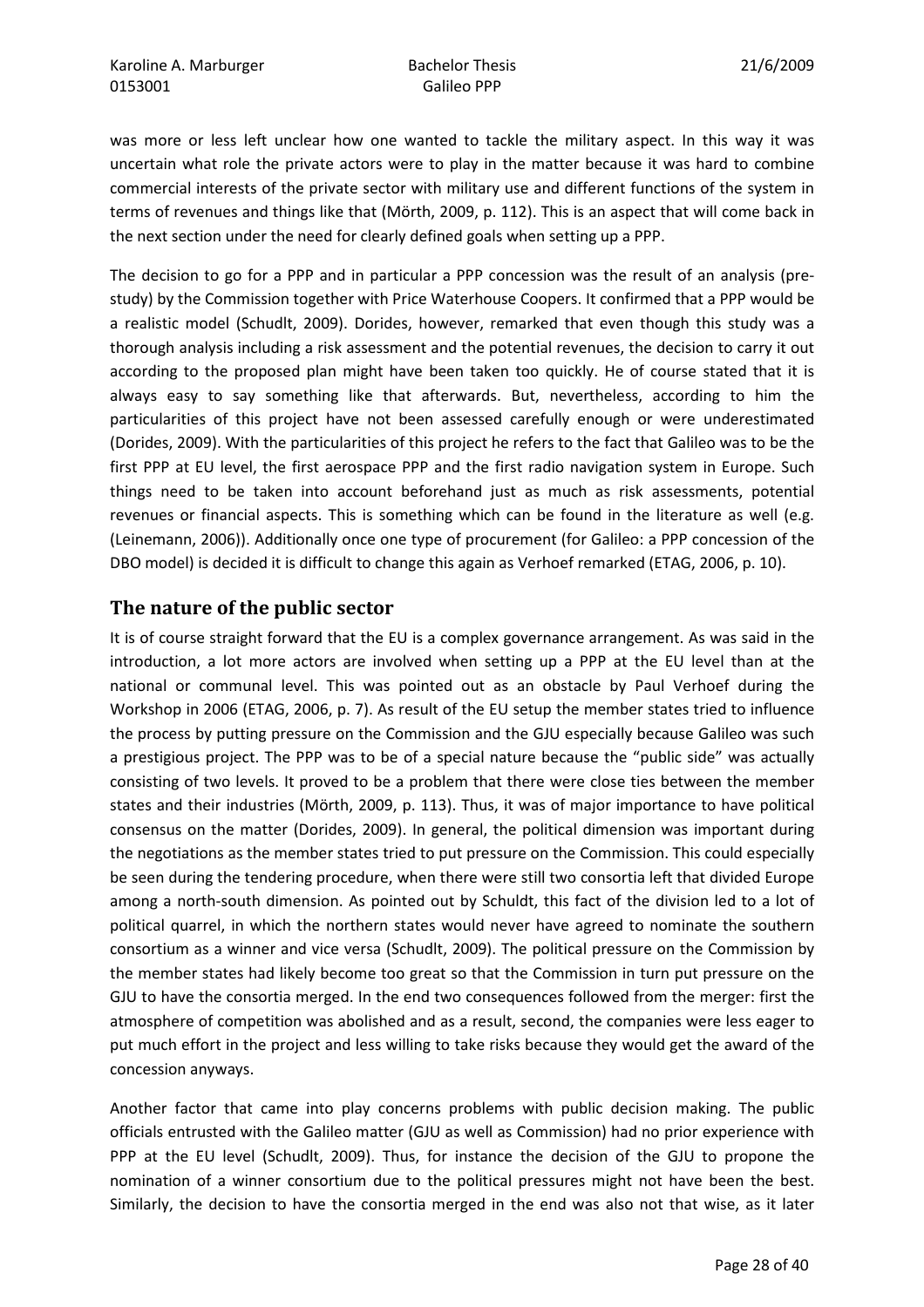was more or less left unclear how one wanted to tackle the military aspect. In this way it was uncertain what role the private actors were to play in the matter because it was hard to combine commercial interests of the private sector with military use and different functions of the system in terms of revenues and things like that (Mörth, 2009, p. 112). This is an aspect that will come back in the next section under the need for clearly defined goals when setting up a PPP.

The decision to go for a PPP and in particular a PPP concession was the result of an analysis (pre-study) by the Commission together with Price Waterhouse Coopers. It confirmed that a PPP would be a realistic model (Schudlt, 2009). Dorides, however, remarked that even though this study was a thorough analysis including a risk assessment and the potential revenues, the decision to carry it out according to the proposed plan might have been taken too quickly. He of course stated that it is always easy to say something like that afterwards. But, nevertheless, according to him the particularities of this project have not been assessed carefully enough or were underestimated (Dorides, 2009). With the particularities of this project he refers to the fact that Galileo was to be the first PPP at EU level, the first aerospace PPP and the first radio navigation system in Europe. Such things need to be taken into account beforehand just as much as risk assessments, potential revenues or financial aspects. This is something which can be found in the literature as well (e.g. (Leinemann, 2006)). Additionally once one type of procurement (for Galileo: a PPP concession of the DBO model) is decided it is difficult to change this again as Verhoef remarked (ETAG, 2006, p. 10).

## The nature of the public sector

It is of course straight forward that the EU is a complex governance arrangement. As was said in the introduction, a lot more actors are involved when setting up a PPP at the EU level than at the national or communal level. This was pointed out as an obstacle by Paul Verhoef during the Workshop in 2006 (ETAG, 2006, p. 7). As result of the EU setup the member states tried to influence the process by putting pressure on the Commission and the GJU especially because Galileo was such a prestigious project. The PPP was to be of a special nature because the "public side" was actually consisting of two levels. It proved to be a problem that there were close ties between the member states and their industries (Mörth, 2009, p. 113). Thus, it was of major importance to have political consensus on the matter (Dorides, 2009). In general, the political dimension was important during the negotiations as the member states tried to put pressure on the Commission. This could especially be seen during the tendering procedure, when there were still two consortia left that divided Europe among a north-south dimension. As pointed out by Schuldt, this fact of the division led to a lot of political quarrel, in which the northern states would never have agreed to nominate the southern consortium as a winner and vice versa (Schudlt, 2009). The political pressure on the Commission by the member states had likely become too great so that the Commission in turn put pressure on the GJU to have the consortia merged. In the end two consequences followed from the merger: first the atmosphere of competition was abolished and as a result, second, the companies were less eager to put much effort in the project and less willing to take risks because they would get the award of the concession anyways.

Another factor that came into play concerns problems with public decision making. The public officials entrusted with the Galileo matter (GJU as well as Commission) had no prior experience with PPP at the EU level (Schudlt, 2009). Thus, for instance the decision of the GJU to propone the nomination of a winner consortium due to the political pressures might not have been the best. Similarly, the decision to have the consortia merged in the end was also not that wise, as it later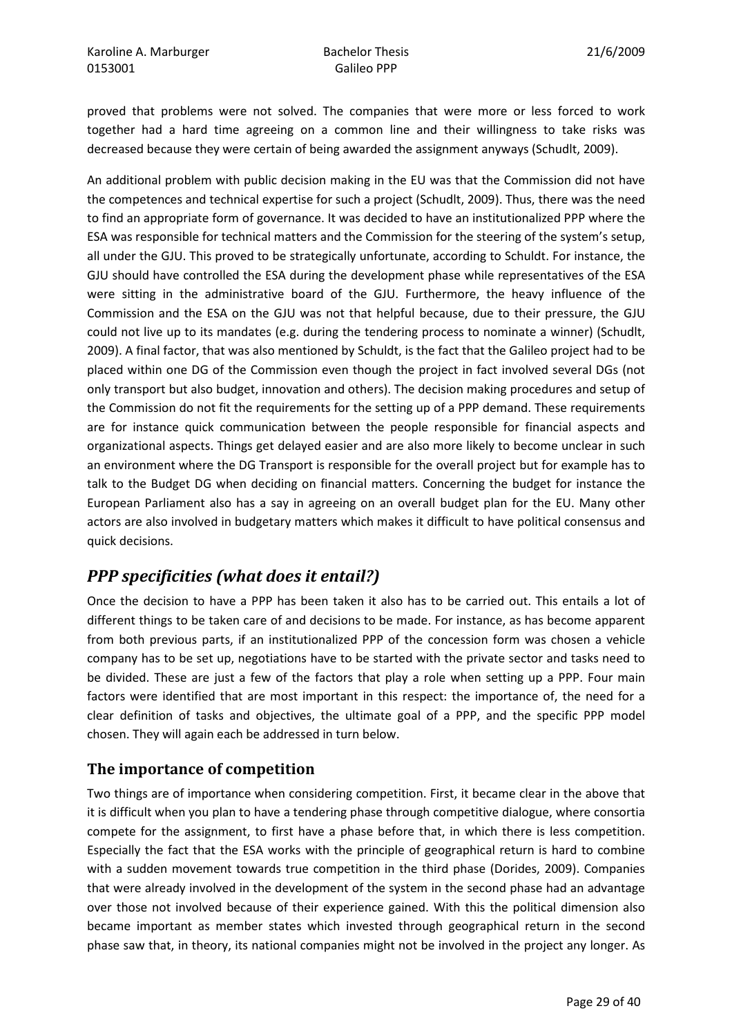proved that problems were not solved. The companies that were more or less forced to work together had a hard time agreeing on a common line and their willingness to take risks was decreased because they were certain of being awarded the assignment anyways (Schudlt, 2009).

An additional problem with public decision making in the EU was that the Commission did not have the competences and technical expertise for such a project (Schudlt, 2009). Thus, there was the need to find an appropriate form of governance. It was decided to have an institutionalized PPP where the ESA was responsible for technical matters and the Commission for the steering of the system's setup, all under the GJU. This proved to be strategically unfortunate, according to Schuldt. For instance, the GJU should have controlled the ESA during the development phase while representatives of the ESA were sitting in the administrative board of the GJU. Furthermore, the heavy influence of the Commission and the ESA on the GJU was not that helpful because, due to their pressure, the GJU could not live up to its mandates (e.g. during the tendering process to nominate a winner) (Schudlt, 2009). A final factor, that was also mentioned by Schuldt, is the fact that the Galileo project had to be placed within one DG of the Commission even though the project in fact involved several DGs (not only transport but also budget, innovation and others). The decision making procedures and setup of the Commission do not fit the requirements for the setting up of a PPP demand. These requirements are for instance quick communication between the people responsible for financial aspects and organizational aspects. Things get delayed easier and are also more likely to become unclear in such an environment where the DG Transport is responsible for the overall project but for example has to talk to the Budget DG when deciding on financial matters. Concerning the budget for instance the European Parliament also has a say in agreeing on an overall budget plan for the EU. Many other actors are also involved in budgetary matters which makes it difficult to have political consensus and quick decisions.

## *PPP specificities (what does it entail?)*

Once the decision to have a PPP has been taken it also has to be carried out. This entails a lot of different things to be taken care of and decisions to be made. For instance, as has become apparent from both previous parts, if an institutionalized PPP of the concession form was chosen a vehicle company has to be set up, negotiations have to be started with the private sector and tasks need to be divided. These are just a few of the factors that play a role when setting up a PPP. Four main factors were identified that are most important in this respect: the importance of, the need for a clear definition of tasks and objectives, the ultimate goal of a PPP, and the specific PPP model chosen. They will again each be addressed in turn below.

### The importance of competition

Two things are of importance when considering competition. First, it became clear in the above that it is difficult when you plan to have a tendering phase through competitive dialogue, where consortia compete for the assignment, to first have a phase before that, in which there is less competition. Especially the fact that the ESA works with the principle of geographical return is hard to combine with a sudden movement towards true competition in the third phase (Dorides, 2009). Companies that were already involved in the development of the system in the second phase had an advantage over those not involved because of their experience gained. With this the political dimension also became important as member states which invested through geographical return in the second phase saw that, in theory, its national companies might not be involved in the project any longer. As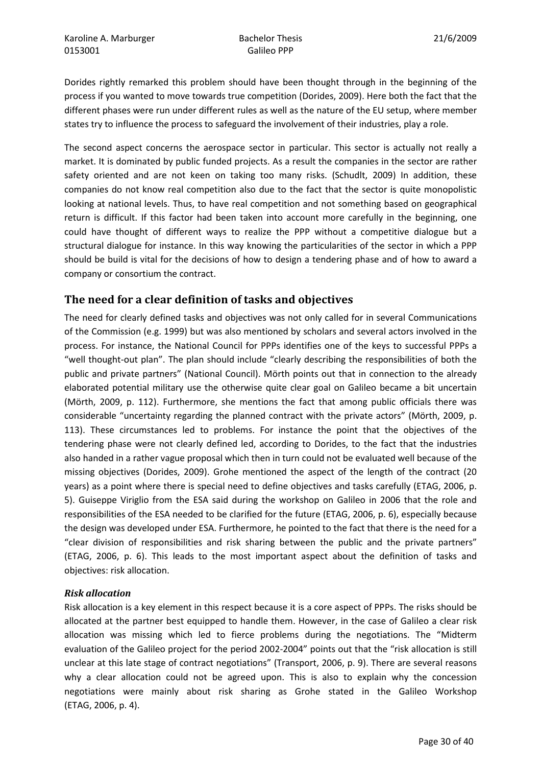Dorides rightly remarked this problem should have been thought through in the beginning of the process if you wanted to move towards true competition (Dorides, 2009). Here both the fact that the different phases were run under different rules as well as the nature of the EU setup, where member states try to influence the process to safeguard the involvement of their industries, play a role.

The second aspect concerns the aerospace sector in particular. This sector is actually not really a market. It is dominated by public funded projects. As a result the companies in the sector are rather safety oriented and are not keen on taking too many risks. (Schudlt, 2009) In addition, these companies do not know real competition also due to the fact that the sector is quite monopolistic looking at national levels. Thus, to have real competition and not something based on geographical return is difficult. If this factor had been taken into account more carefully in the beginning, one could have thought of different ways to realize the PPP without a competitive dialogue but a structural dialogue for instance. In this way knowing the particularities of the sector in which a PPP should be build is vital for the decisions of how to design a tendering phase and of how to award a company or consortium the contract.

## The need for a clear definition of tasks and objectives

The need for clearly defined tasks and objectives was not only called for in several Communications of the Commission (e.g. 1999) but was also mentioned by scholars and several actors involved in the process. For instance, the National Council for PPPs identifies one of the keys to successful PPPs a "well thought-out plan". The plan should include "clearly describing the responsibilities of both the public and private partners" (National Council). Mörth points out that in connection to the already elaborated potential military use the otherwise quite clear goal on Galileo became a bit uncertain (Mörth, 2009, p. 112). Furthermore, she mentions the fact that among public officials there was considerable "uncertainty regarding the planned contract with the private actors" (Mörth, 2009, p. 113). These circumstances led to problems. For instance the point that the objectives of the tendering phase were not clearly defined led, according to Dorides, to the fact that the industries also handed in a rather vague proposal which then in turn could not be evaluated well because of the missing objectives (Dorides, 2009). Grohe mentioned the aspect of the length of the contract (20 years) as a point where there is special need to define objectives and tasks carefully (ETAG, 2006, p. 5). Guiseppe Viriglio from the ESA said during the workshop on Galileo in 2006 that the role and responsibilities of the ESA needed to be clarified for the future (ETAG, 2006, p. 6), especially because the design was developed under ESA. Furthermore, he pointed to the fact that there is the need for a "clear division of responsibilities and risk sharing between the public and the private partners" (ETAG, 2006, p. 6). This leads to the most important aspect about the definition of tasks and objectives: risk allocation.

### *Risk allocation*

Risk allocation is a key element in this respect because it is a core aspect of PPPs. The risks should be allocated at the partner best equipped to handle them. However, in the case of Galileo a clear risk allocation was missing which led to fierce problems during the negotiations. The "Midterm evaluation of the Galileo project for the period 2002-2004" points out that the "risk allocation is still unclear at this late stage of contract negotiations" (Transport, 2006, p. 9). There are several reasons why a clear allocation could not be agreed upon. This is also to explain why the concession negotiations were mainly about risk sharing as Grohe stated in the Galileo Workshop (ETAG, 2006, p. 4).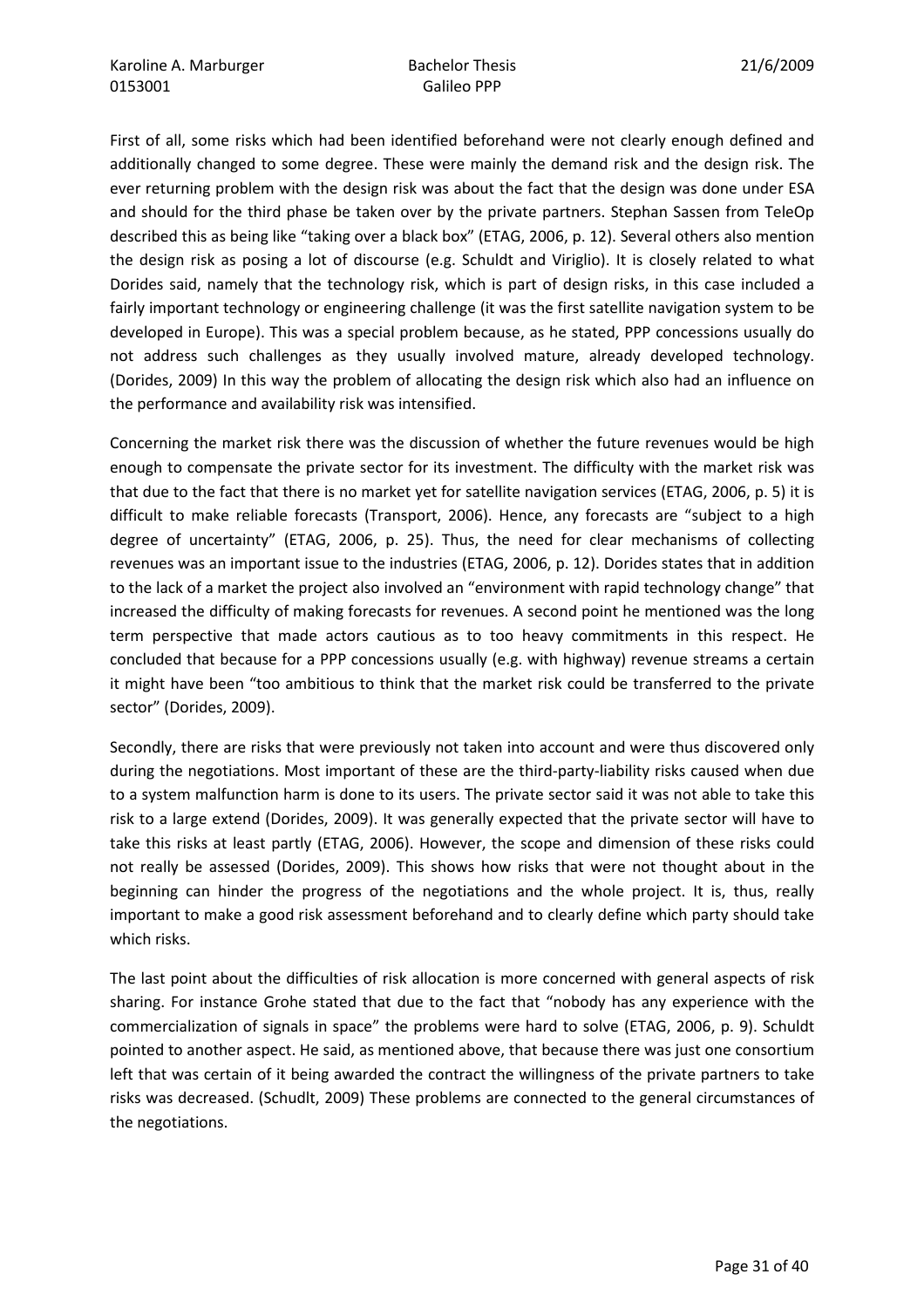First of all, some risks which had been identified beforehand were not clearly enough defined and additionally changed to some degree. These were mainly the demand risk and the design risk. The ever returning problem with the design risk was about the fact that the design was done under ESA and should for the third phase be taken over by the private partners. Stephan Sassen from TeleOp described this as being like "taking over a black box" (ETAG, 2006, p. 12). Several others also mention the design risk as posing a lot of discourse (e.g. Schuldt and Viriglio). It is closely related to what Dorides said, namely that the technology risk, which is part of design risks, in this case included a fairly important technology or engineering challenge (it was the first satellite navigation system to be developed in Europe). This was a special problem because, as he stated, PPP concessions usually do not address such challenges as they usually involved mature, already developed technology. (Dorides, 2009) In this way the problem of allocating the design risk which also had an influence on the performance and availability risk was intensified.

Concerning the market risk there was the discussion of whether the future revenues would be high enough to compensate the private sector for its investment. The difficulty with the market risk was that due to the fact that there is no market yet for satellite navigation services (ETAG, 2006, p. 5) it is difficult to make reliable forecasts (Transport, 2006). Hence, any forecasts are "subject to a high degree of uncertainty" (ETAG, 2006, p. 25). Thus, the need for clear mechanisms of collecting revenues was an important issue to the industries (ETAG, 2006, p. 12). Dorides states that in addition to the lack of a market the project also involved an "environment with rapid technology change" that increased the difficulty of making forecasts for revenues. A second point he mentioned was the long term perspective that made actors cautious as to too heavy commitments in this respect. He concluded that because for a PPP concessions usually (e.g. with highway) revenue streams a certain it might have been "too ambitious to think that the market risk could be transferred to the private sector" (Dorides, 2009).

Secondly, there are risks that were previously not taken into account and were thus discovered only during the negotiations. Most important of these are the third-party-liability risks caused when due to a system malfunction harm is done to its users. The private sector said it was not able to take this risk to a large extend (Dorides, 2009). It was generally expected that the private sector will have to take this risks at least partly (ETAG, 2006). However, the scope and dimension of these risks could not really be assessed (Dorides, 2009). This shows how risks that were not thought about in the beginning can hinder the progress of the negotiations and the whole project. It is, thus, really important to make a good risk assessment beforehand and to clearly define which party should take which risks.

The last point about the difficulties of risk allocation is more concerned with general aspects of risk sharing. For instance Grohe stated that due to the fact that "nobody has any experience with the commercialization of signals in space" the problems were hard to solve (ETAG, 2006, p. 9). Schuldt pointed to another aspect. He said, as mentioned above, that because there was just one consortium left that was certain of it being awarded the contract the willingness of the private partners to take risks was decreased. (Schudlt, 2009) These problems are connected to the general circumstances of the negotiations.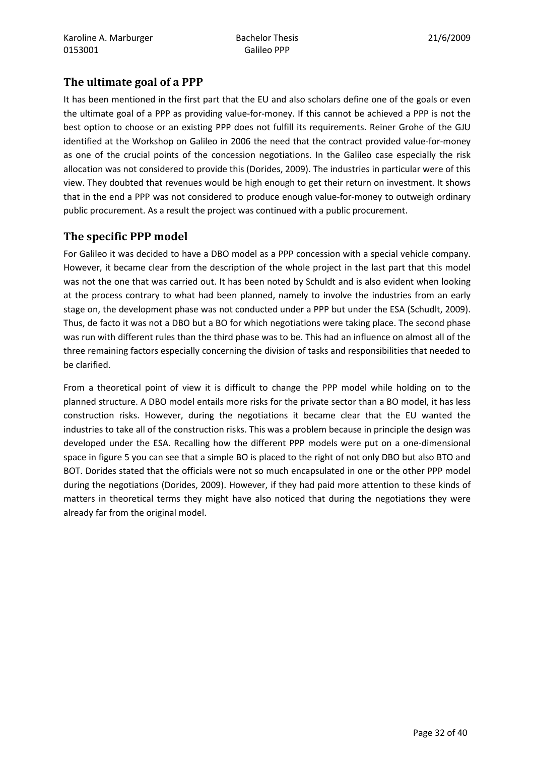## The ultimate goal of a PPP

It has been mentioned in the first part that the EU and also scholars define one of the goals or even the ultimate goal of a PPP as providing value-for-money. If this cannot be achieved a PPP is not the best option to choose or an existing PPP does not fulfill its requirements. Reiner Grohe of the GJU identified at the Workshop on Galileo in 2006 the need that the contract provided value-for-money as one of the crucial points of the concession negotiations. In the Galileo case especially the risk allocation was not considered to provide this (Dorides, 2009). The industries in particular were of this view. They doubted that revenues would be high enough to get their return on investment. It shows that in the end a PPP was not considered to produce enough value-for-money to outweigh ordinary public procurement. As a result the project was continued with a public procurement.

## The specific PPP model

For Galileo it was decided to have a DBO model as a PPP concession with a special vehicle company. However, it became clear from the description of the whole project in the last part that this model was not the one that was carried out. It has been noted by Schuldt and is also evident when looking at the process contrary to what had been planned, namely to involve the industries from an early stage on, the development phase was not conducted under a PPP but under the ESA (Schudlt, 2009). Thus, de facto it was not a DBO but a BO for which negotiations were taking place. The second phase was run with different rules than the third phase was to be. This had an influence on almost all of the three remaining factors especially concerning the division of tasks and responsibilities that needed to be clarified.

From a theoretical point of view it is difficult to change the PPP model while holding on to the planned structure. A DBO model entails more risks for the private sector than a BO model, it has less construction risks. However, during the negotiations it became clear that the EU wanted the industries to take all of the construction risks. This was a problem because in principle the design was developed under the ESA. Recalling how the different PPP models were put on a one-dimensional space in figure 5 you can see that a simple BO is placed to the right of not only DBO but also BTO and BOT. Dorides stated that the officials were not so much encapsulated in one or the other PPP model during the negotiations (Dorides, 2009). However, if they had paid more attention to these kinds of matters in theoretical terms they might have also noticed that during the negotiations they were already far from the original model.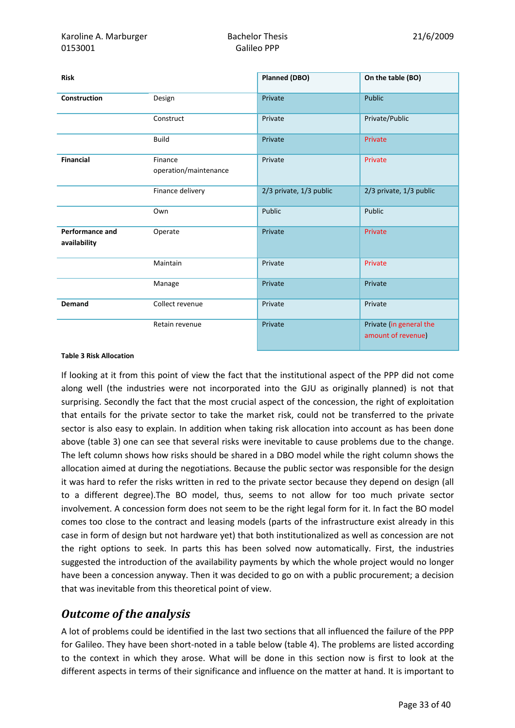| Risk | | Planned (DBO) | On the table (BO) |
|---|---|---|---|
| **Construction** | Design | Private | Public |
| | Construct | Private | Private/Public |
| | Build | Private | Private |
| **Financial** | Finance operation/maintenance | Private | Private |
| | Finance delivery | 2/3 private, 1/3 public | 2/3 private, 1/3 public |
| | Own | Public | Public |
| **Performance and availability** | Operate | Private | Private |
| | Maintain | Private | Private |
| | Manage | Private | Private |
| **Demand** | Collect revenue | Private | Private |
| | Retain revenue | Private | Private (in general the amount of revenue) |

**Table 3 Risk Allocation**

If looking at it from this point of view the fact that the institutional aspect of the PPP did not come along well (the industries were not incorporated into the GJU as originally planned) is not that surprising. Secondly the fact that the most crucial aspect of the concession, the right of exploitation that entails for the private sector to take the market risk, could not be transferred to the private sector is also easy to explain. In addition when taking risk allocation into account as has been done above (table 3) one can see that several risks were inevitable to cause problems due to the change. The left column shows how risks should be shared in a DBO model while the right column shows the allocation aimed at during the negotiations. Because the public sector was responsible for the design it was hard to refer the risks written in red to the private sector because they depend on design (all to a different degree).The BO model, thus, seems to not allow for too much private sector involvement. A concession form does not seem to be the right legal form for it. In fact the BO model comes too close to the contract and leasing models (parts of the infrastructure exist already in this case in form of design but not hardware yet) that both institutionalized as well as concession are not the right options to seek. In parts this has been solved now automatically. First, the industries suggested the introduction of the availability payments by which the whole project would no longer have been a concession anyway. Then it was decided to go on with a public procurement; a decision that was inevitable from this theoretical point of view.

## *Outcome of the analysis*

A lot of problems could be identified in the last two sections that all influenced the failure of the PPP for Galileo. They have been short-noted in a table below (table 4). The problems are listed according to the context in which they arose. What will be done in this section now is first to look at the different aspects in terms of their significance and influence on the matter at hand. It is important to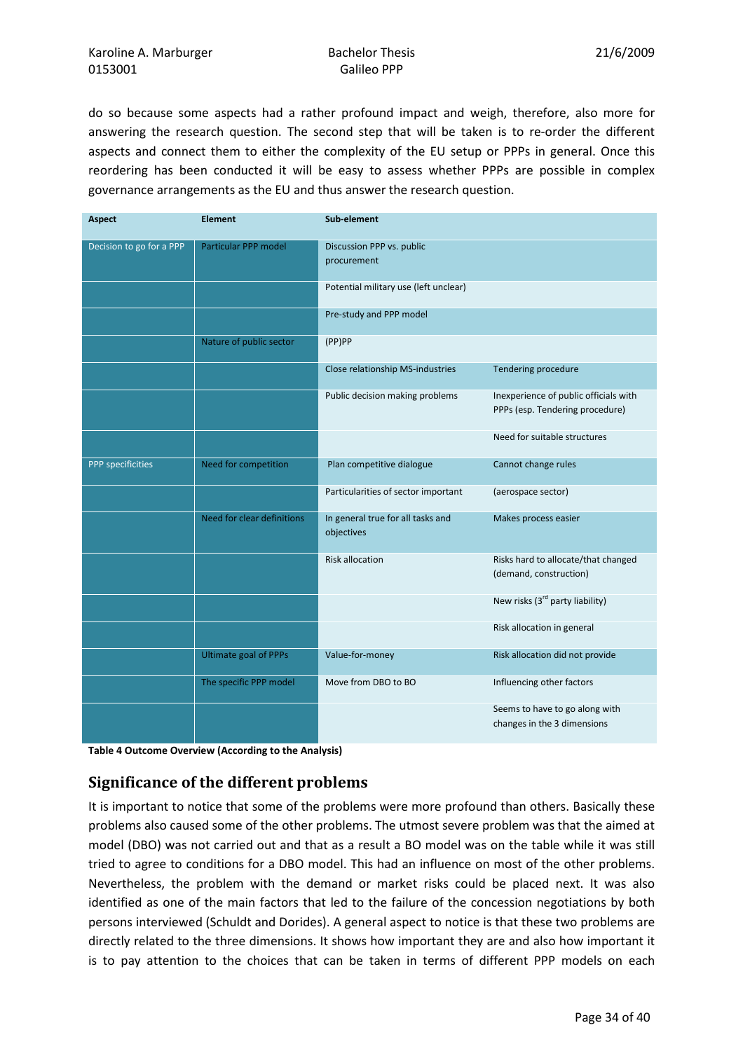do so because some aspects had a rather profound impact and weigh, therefore, also more for answering the research question. The second step that will be taken is to re-order the different aspects and connect them to either the complexity of the EU setup or PPPs in general. Once this reordering has been conducted it will be easy to assess whether PPPs are possible in complex governance arrangements as the EU and thus answer the research question.

| Aspect | Element | Sub-element | |
|---|---|---|---|
| Decision to go for a PPP | Particular PPP model | Discussion PPP vs. public procurement | |
| | | Potential military use (left unclear) | |
| | | Pre-study and PPP model | |
| | Nature of public sector | (PP)PP | |
| | | Close relationship MS-industries | Tendering procedure |
| | | Public decision making problems | Inexperience of public officials with PPPs (esp. Tendering procedure) |
| | | | Need for suitable structures |
| PPP specificities | Need for competition | Plan competitive dialogue | Cannot change rules |
| | | Particularities of sector important | (aerospace sector) |
| | Need for clear definitions | In general true for all tasks and objectives | Makes process easier |
| | | Risk allocation | Risks hard to allocate/that changed (demand, construction) |
| | | | New risks (3rd party liability) |
| | | | Risk allocation in general |
| | Ultimate goal of PPPs | Value-for-money | Risk allocation did not provide |
| | The specific PPP model | Move from DBO to BO | Influencing other factors |
| | | | Seems to have to go along with changes in the 3 dimensions |

**Table 4 Outcome Overview (According to the Analysis)**

## Significance of the different problems

It is important to notice that some of the problems were more profound than others. Basically these problems also caused some of the other problems. The utmost severe problem was that the aimed at model (DBO) was not carried out and that as a result a BO model was on the table while it was still tried to agree to conditions for a DBO model. This had an influence on most of the other problems. Nevertheless, the problem with the demand or market risks could be placed next. It was also identified as one of the main factors that led to the failure of the concession negotiations by both persons interviewed (Schuldt and Dorides). A general aspect to notice is that these two problems are directly related to the three dimensions. It shows how important they are and also how important it is to pay attention to the choices that can be taken in terms of different PPP models on each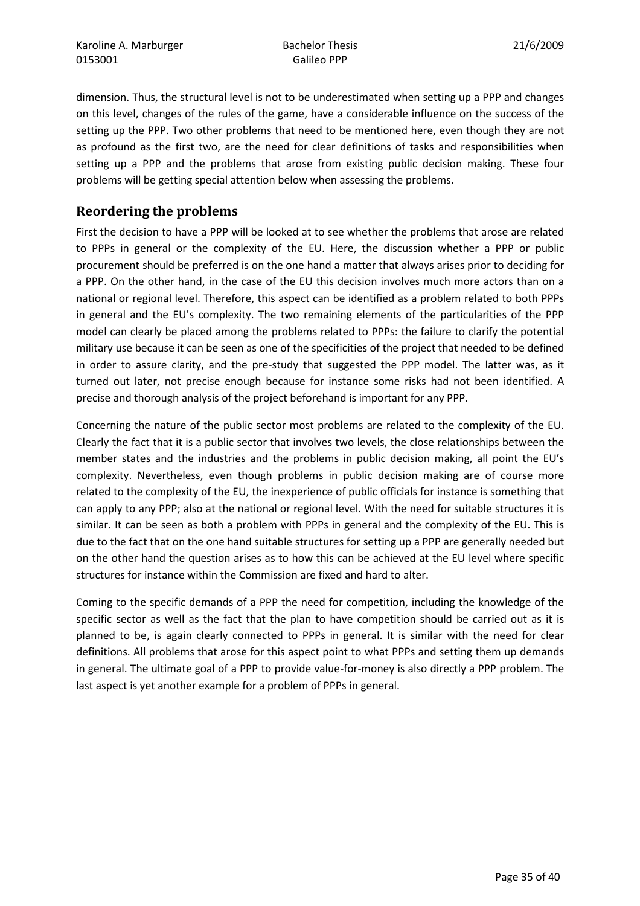dimension. Thus, the structural level is not to be underestimated when setting up a PPP and changes on this level, changes of the rules of the game, have a considerable influence on the success of the setting up the PPP. Two other problems that need to be mentioned here, even though they are not as profound as the first two, are the need for clear definitions of tasks and responsibilities when setting up a PPP and the problems that arose from existing public decision making. These four problems will be getting special attention below when assessing the problems.

## Reordering the problems

First the decision to have a PPP will be looked at to see whether the problems that arose are related to PPPs in general or the complexity of the EU. Here, the discussion whether a PPP or public procurement should be preferred is on the one hand a matter that always arises prior to deciding for a PPP. On the other hand, in the case of the EU this decision involves much more actors than on a national or regional level. Therefore, this aspect can be identified as a problem related to both PPPs in general and the EU's complexity. The two remaining elements of the particularities of the PPP model can clearly be placed among the problems related to PPPs: the failure to clarify the potential military use because it can be seen as one of the specificities of the project that needed to be defined in order to assure clarity, and the pre-study that suggested the PPP model. The latter was, as it turned out later, not precise enough because for instance some risks had not been identified. A precise and thorough analysis of the project beforehand is important for any PPP.

Concerning the nature of the public sector most problems are related to the complexity of the EU. Clearly the fact that it is a public sector that involves two levels, the close relationships between the member states and the industries and the problems in public decision making, all point the EU's complexity. Nevertheless, even though problems in public decision making are of course more related to the complexity of the EU, the inexperience of public officials for instance is something that can apply to any PPP; also at the national or regional level. With the need for suitable structures it is similar. It can be seen as both a problem with PPPs in general and the complexity of the EU. This is due to the fact that on the one hand suitable structures for setting up a PPP are generally needed but on the other hand the question arises as to how this can be achieved at the EU level where specific structures for instance within the Commission are fixed and hard to alter.

Coming to the specific demands of a PPP the need for competition, including the knowledge of the specific sector as well as the fact that the plan to have competition should be carried out as it is planned to be, is again clearly connected to PPPs in general. It is similar with the need for clear definitions. All problems that arose for this aspect point to what PPPs and setting them up demands in general. The ultimate goal of a PPP to provide value-for-money is also directly a PPP problem. The last aspect is yet another example for a problem of PPPs in general.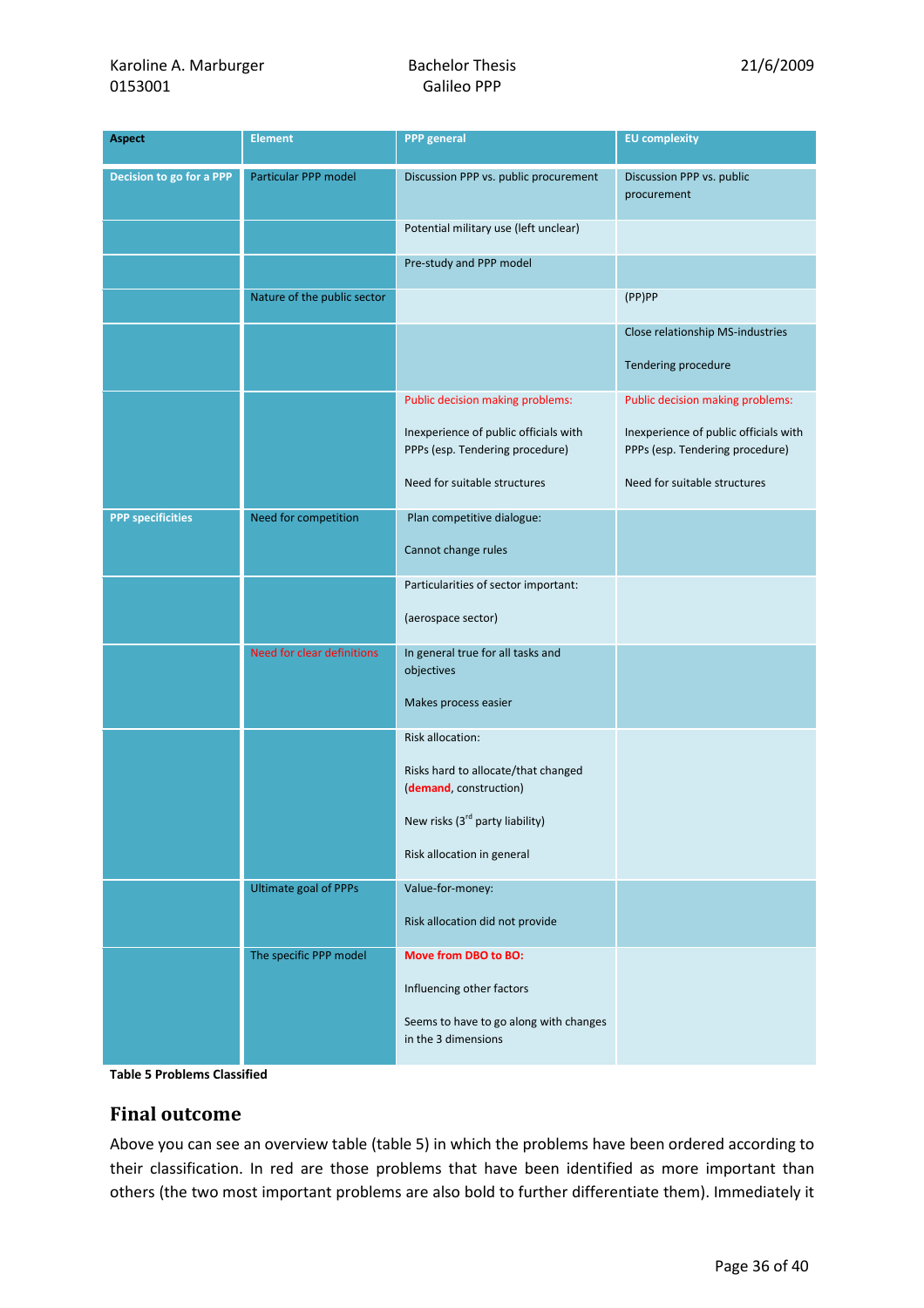| Aspect | Element | PPP general | EU complexity |
|---|---|---|---|
| Decision to go for a PPP | Particular PPP model | Discussion PPP vs. public procurement | Discussion PPP vs. public procurement |
| | | Potential military use (left unclear) | |
| | | Pre-study and PPP model | |
| | Nature of the public sector | | (PP)PP |
| | | | Close relationship MS-industries<br><br>Tendering procedure |
| | | Public decision making problems:<br><br>Inexperience of public officials with PPPs (esp. Tendering procedure)<br><br>Need for suitable structures | Public decision making problems:<br><br>Inexperience of public officials with PPPs (esp. Tendering procedure)<br><br>Need for suitable structures |
| PPP specificities | Need for competition | Plan competitive dialogue:<br><br>Cannot change rules | |
| | | Particularities of sector important:<br><br>(aerospace sector) | |
| | Need for clear definitions | In general true for all tasks and objectives<br><br>Makes process easier | |
| | | Risk allocation:<br><br>Risks hard to allocate/that changed (**demand**, construction)<br><br>New risks (3rd party liability)<br><br>Risk allocation in general | |
| | Ultimate goal of PPPs | Value-for-money:<br><br>Risk allocation did not provide | |
| | The specific PPP model | **Move from DBO to BO:**<br><br>Influencing other factors<br><br>Seems to have to go along with changes in the 3 dimensions | |

**Table 5 Problems Classified**

## Final outcome

Above you can see an overview table (table 5) in which the problems have been ordered according to their classification. In red are those problems that have been identified as more important than others (the two most important problems are also bold to further differentiate them). Immediately it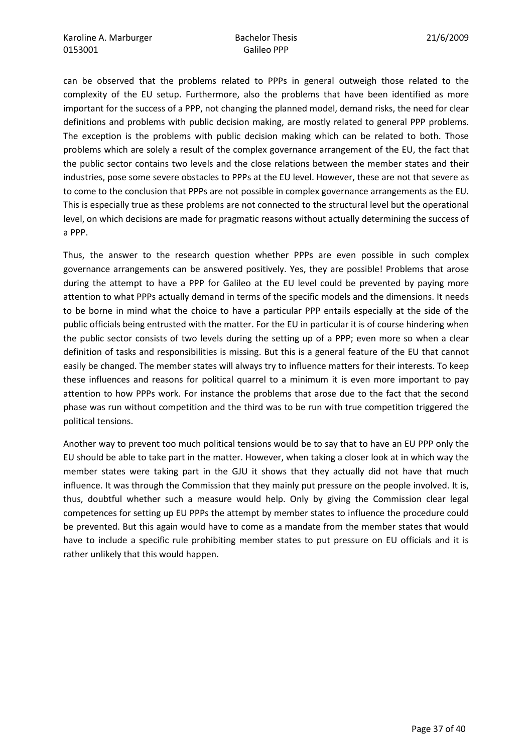can be observed that the problems related to PPPs in general outweigh those related to the complexity of the EU setup. Furthermore, also the problems that have been identified as more important for the success of a PPP, not changing the planned model, demand risks, the need for clear definitions and problems with public decision making, are mostly related to general PPP problems. The exception is the problems with public decision making which can be related to both. Those problems which are solely a result of the complex governance arrangement of the EU, the fact that the public sector contains two levels and the close relations between the member states and their industries, pose some severe obstacles to PPPs at the EU level. However, these are not that severe as to come to the conclusion that PPPs are not possible in complex governance arrangements as the EU. This is especially true as these problems are not connected to the structural level but the operational level, on which decisions are made for pragmatic reasons without actually determining the success of a PPP.

Thus, the answer to the research question whether PPPs are even possible in such complex governance arrangements can be answered positively. Yes, they are possible! Problems that arose during the attempt to have a PPP for Galileo at the EU level could be prevented by paying more attention to what PPPs actually demand in terms of the specific models and the dimensions. It needs to be borne in mind what the choice to have a particular PPP entails especially at the side of the public officials being entrusted with the matter. For the EU in particular it is of course hindering when the public sector consists of two levels during the setting up of a PPP; even more so when a clear definition of tasks and responsibilities is missing. But this is a general feature of the EU that cannot easily be changed. The member states will always try to influence matters for their interests. To keep these influences and reasons for political quarrel to a minimum it is even more important to pay attention to how PPPs work. For instance the problems that arose due to the fact that the second phase was run without competition and the third was to be run with true competition triggered the political tensions.

Another way to prevent too much political tensions would be to say that to have an EU PPP only the EU should be able to take part in the matter. However, when taking a closer look at in which way the member states were taking part in the GJU it shows that they actually did not have that much influence. It was through the Commission that they mainly put pressure on the people involved. It is, thus, doubtful whether such a measure would help. Only by giving the Commission clear legal competences for setting up EU PPPs the attempt by member states to influence the procedure could be prevented. But this again would have to come as a mandate from the member states that would have to include a specific rule prohibiting member states to put pressure on EU officials and it is rather unlikely that this would happen.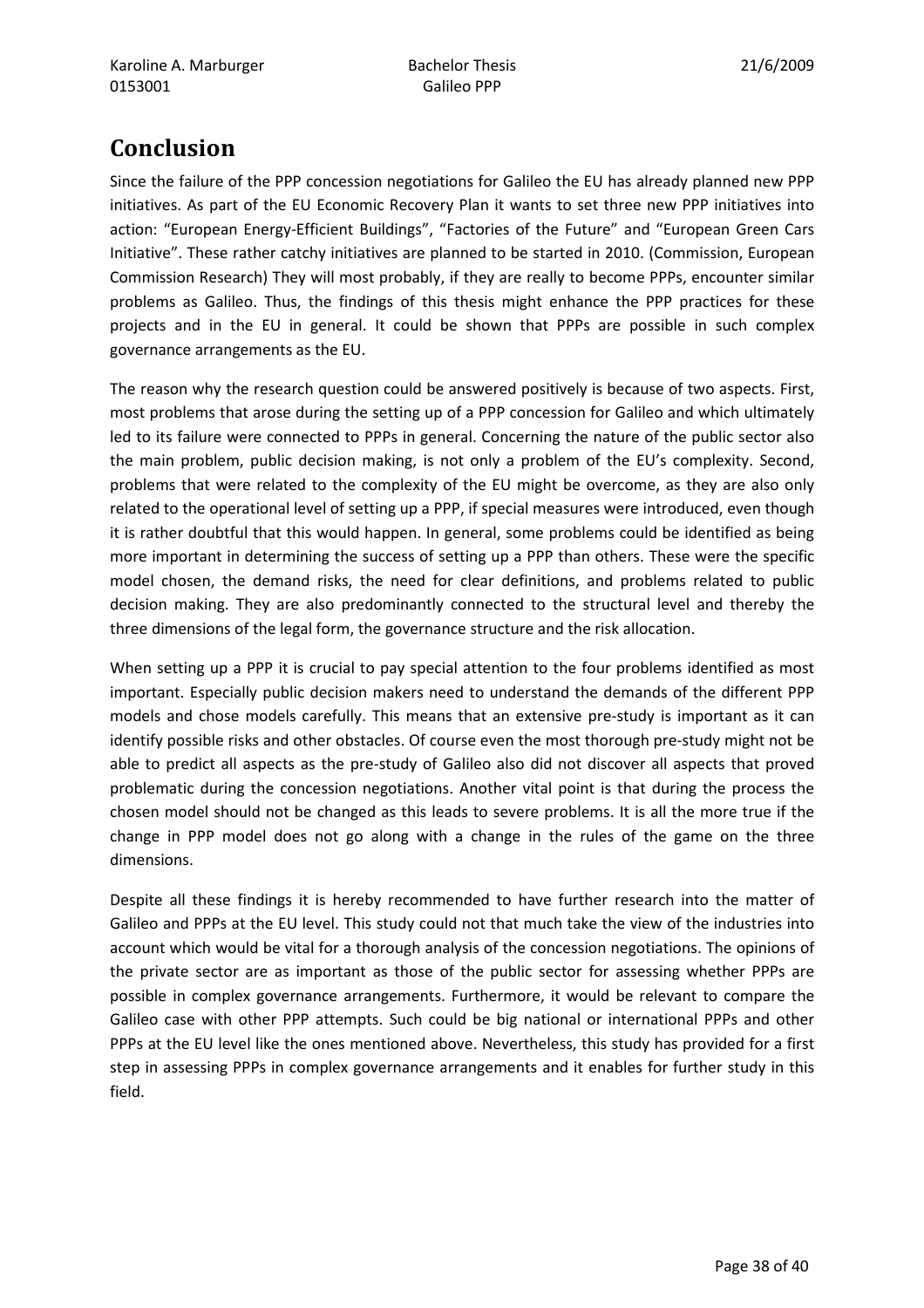# Conclusion

Since the failure of the PPP concession negotiations for Galileo the EU has already planned new PPP initiatives. As part of the EU Economic Recovery Plan it wants to set three new PPP initiatives into action: "European Energy-Efficient Buildings", "Factories of the Future" and "European Green Cars Initiative". These rather catchy initiatives are planned to be started in 2010. (Commission, European Commission Research) They will most probably, if they are really to become PPPs, encounter similar problems as Galileo. Thus, the findings of this thesis might enhance the PPP practices for these projects and in the EU in general. It could be shown that PPPs are possible in such complex governance arrangements as the EU.

The reason why the research question could be answered positively is because of two aspects. First, most problems that arose during the setting up of a PPP concession for Galileo and which ultimately led to its failure were connected to PPPs in general. Concerning the nature of the public sector also the main problem, public decision making, is not only a problem of the EU's complexity. Second, problems that were related to the complexity of the EU might be overcome, as they are also only related to the operational level of setting up a PPP, if special measures were introduced, even though it is rather doubtful that this would happen. In general, some problems could be identified as being more important in determining the success of setting up a PPP than others. These were the specific model chosen, the demand risks, the need for clear definitions, and problems related to public decision making. They are also predominantly connected to the structural level and thereby the three dimensions of the legal form, the governance structure and the risk allocation.

When setting up a PPP it is crucial to pay special attention to the four problems identified as most important. Especially public decision makers need to understand the demands of the different PPP models and chose models carefully. This means that an extensive pre-study is important as it can identify possible risks and other obstacles. Of course even the most thorough pre-study might not be able to predict all aspects as the pre-study of Galileo also did not discover all aspects that proved problematic during the concession negotiations. Another vital point is that during the process the chosen model should not be changed as this leads to severe problems. It is all the more true if the change in PPP model does not go along with a change in the rules of the game on the three dimensions.

Despite all these findings it is hereby recommended to have further research into the matter of Galileo and PPPs at the EU level. This study could not that much take the view of the industries into account which would be vital for a thorough analysis of the concession negotiations. The opinions of the private sector are as important as those of the public sector for assessing whether PPPs are possible in complex governance arrangements. Furthermore, it would be relevant to compare the Galileo case with other PPP attempts. Such could be big national or international PPPs and other PPPs at the EU level like the ones mentioned above. Nevertheless, this study has provided for a first step in assessing PPPs in complex governance arrangements and it enables for further study in this field.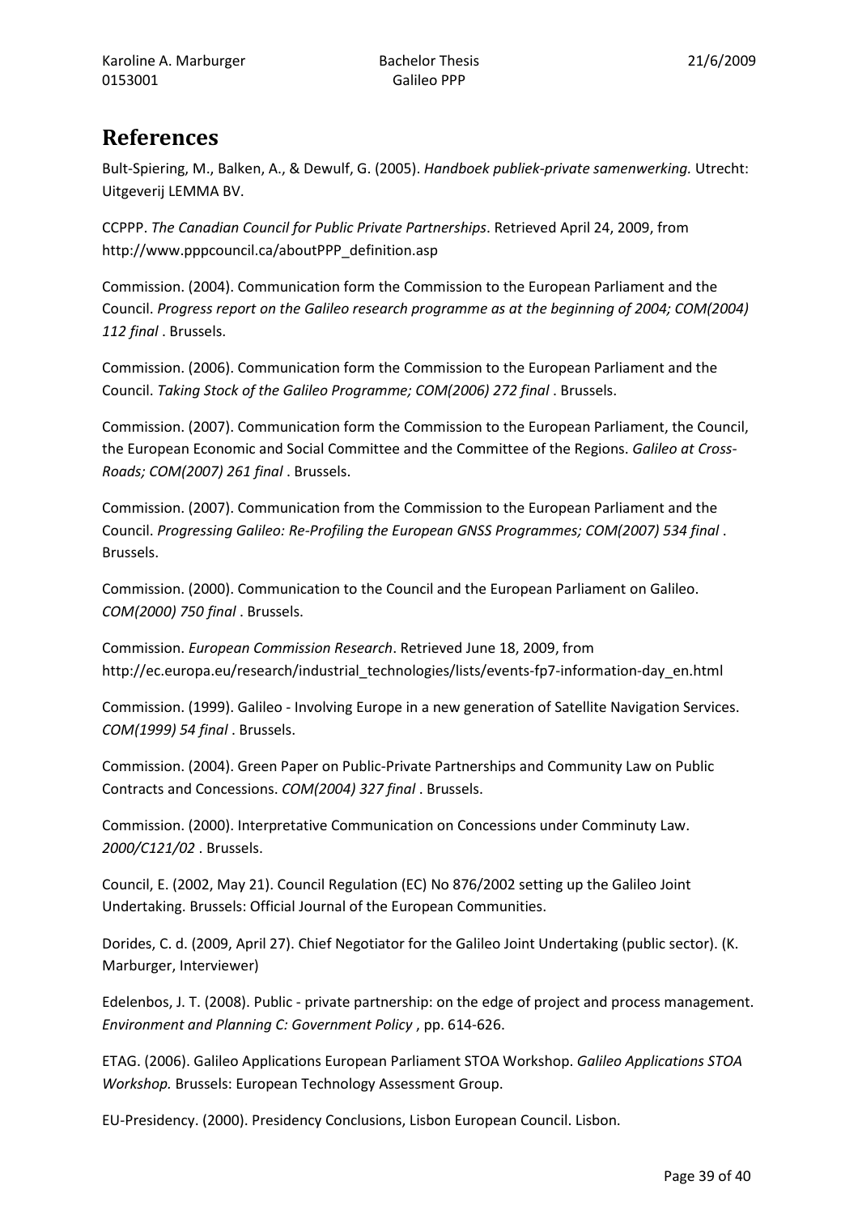# References

Bult-Spiering, M., Balken, A., & Dewulf, G. (2005). *Handboek publiek-private samenwerking.* Utrecht: Uitgeverij LEMMA BV.

CCPPP. *The Canadian Council for Public Private Partnerships*. Retrieved April 24, 2009, from http://www.pppcouncil.ca/aboutPPP_definition.asp

Commission. (2004). Communication form the Commission to the European Parliament and the Council. *Progress report on the Galileo research programme as at the beginning of 2004; COM(2004) 112 final* . Brussels.

Commission. (2006). Communication form the Commission to the European Parliament and the Council. *Taking Stock of the Galileo Programme; COM(2006) 272 final* . Brussels.

Commission. (2007). Communication form the Commission to the European Parliament, the Council, the European Economic and Social Committee and the Committee of the Regions. *Galileo at Cross-Roads; COM(2007) 261 final* . Brussels.

Commission. (2007). Communication from the Commission to the European Parliament and the Council. *Progressing Galileo: Re-Profiling the European GNSS Programmes; COM(2007) 534 final* . Brussels.

Commission. (2000). Communication to the Council and the European Parliament on Galileo. *COM(2000) 750 final* . Brussels.

Commission. *European Commission Research*. Retrieved June 18, 2009, from http://ec.europa.eu/research/industrial_technologies/lists/events-fp7-information-day_en.html

Commission. (1999). Galileo - Involving Europe in a new generation of Satellite Navigation Services. *COM(1999) 54 final* . Brussels.

Commission. (2004). Green Paper on Public-Private Partnerships and Community Law on Public Contracts and Concessions. *COM(2004) 327 final* . Brussels.

Commission. (2000). Interpretative Communication on Concessions under Comminuty Law. *2000/C121/02* . Brussels.

Council, E. (2002, May 21). Council Regulation (EC) No 876/2002 setting up the Galileo Joint Undertaking. Brussels: Official Journal of the European Communities.

Dorides, C. d. (2009, April 27). Chief Negotiator for the Galileo Joint Undertaking (public sector). (K. Marburger, Interviewer)

Edelenbos, J. T. (2008). Public - private partnership: on the edge of project and process management. *Environment and Planning C: Government Policy* , pp. 614-626.

ETAG. (2006). Galileo Applications European Parliament STOA Workshop. *Galileo Applications STOA Workshop.* Brussels: European Technology Assessment Group.

EU-Presidency. (2000). Presidency Conclusions, Lisbon European Council. Lisbon.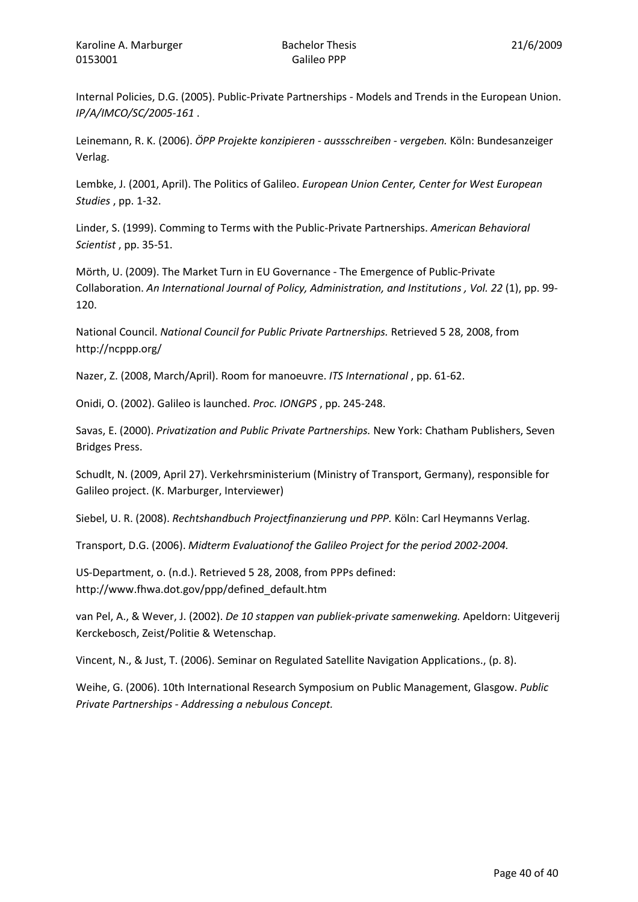Internal Policies, D.G. (2005). Public-Private Partnerships - Models and Trends in the European Union. *IP/A/IMCO/SC/2005-161* .

Leinemann, R. K. (2006). *ÖPP Projekte konzipieren - aussschreiben - vergeben.* Köln: Bundesanzeiger Verlag.

Lembke, J. (2001, April). The Politics of Galileo. *European Union Center, Center for West European Studies* , pp. 1-32.

Linder, S. (1999). Comming to Terms with the Public-Private Partnerships. *American Behavioral Scientist* , pp. 35-51.

Mörth, U. (2009). The Market Turn in EU Governance - The Emergence of Public-Private Collaboration. *An International Journal of Policy, Administration, and Institutions , Vol. 22* (1), pp. 99-120.

National Council. *National Council for Public Private Partnerships.* Retrieved 5 28, 2008, from http://ncppp.org/

Nazer, Z. (2008, March/April). Room for manoeuvre. *ITS International* , pp. 61-62.

Onidi, O. (2002). Galileo is launched. *Proc. IONGPS* , pp. 245-248.

Savas, E. (2000). *Privatization and Public Private Partnerships.* New York: Chatham Publishers, Seven Bridges Press.

Schudlt, N. (2009, April 27). Verkehrsministerium (Ministry of Transport, Germany), responsible for Galileo project. (K. Marburger, Interviewer)

Siebel, U. R. (2008). *Rechtshandbuch Projectfinanzierung und PPP.* Köln: Carl Heymanns Verlag.

Transport, D.G. (2006). *Midterm Evaluationof the Galileo Project for the period 2002-2004.*

US-Department, o. (n.d.). Retrieved 5 28, 2008, from PPPs defined: http://www.fhwa.dot.gov/ppp/defined_default.htm

van Pel, A., & Wever, J. (2002). *De 10 stappen van publiek-private samenweking.* Apeldorn: Uitgeverij Kerckebosch, Zeist/Politie & Wetenschap.

Vincent, N., & Just, T. (2006). Seminar on Regulated Satellite Navigation Applications., (p. 8).

Weihe, G. (2006). 10th International Research Symposium on Public Management, Glasgow. *Public Private Partnerships - Addressing a nebulous Concept.*